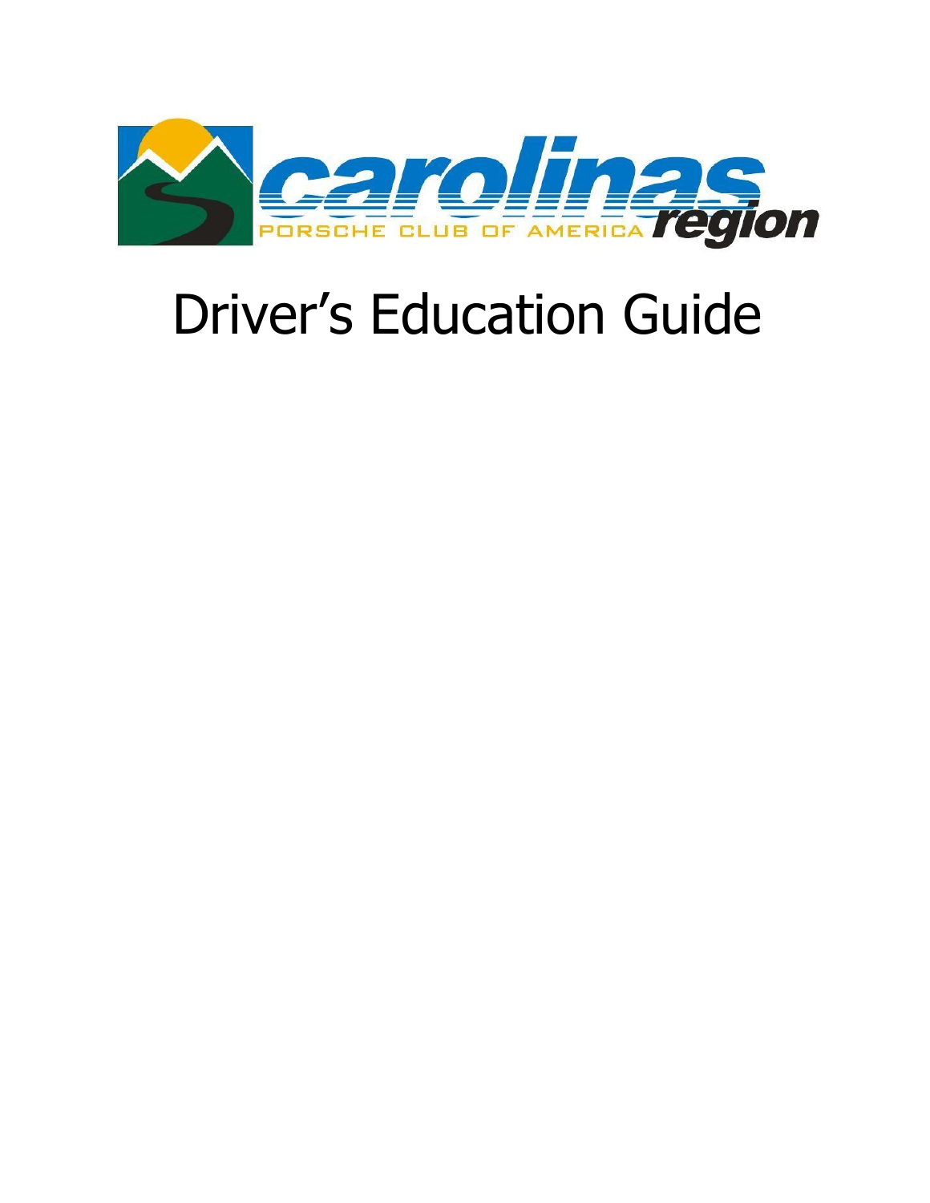carolinas region

PORSCHE CLUB OF AMERICA

# Driver's Education Guide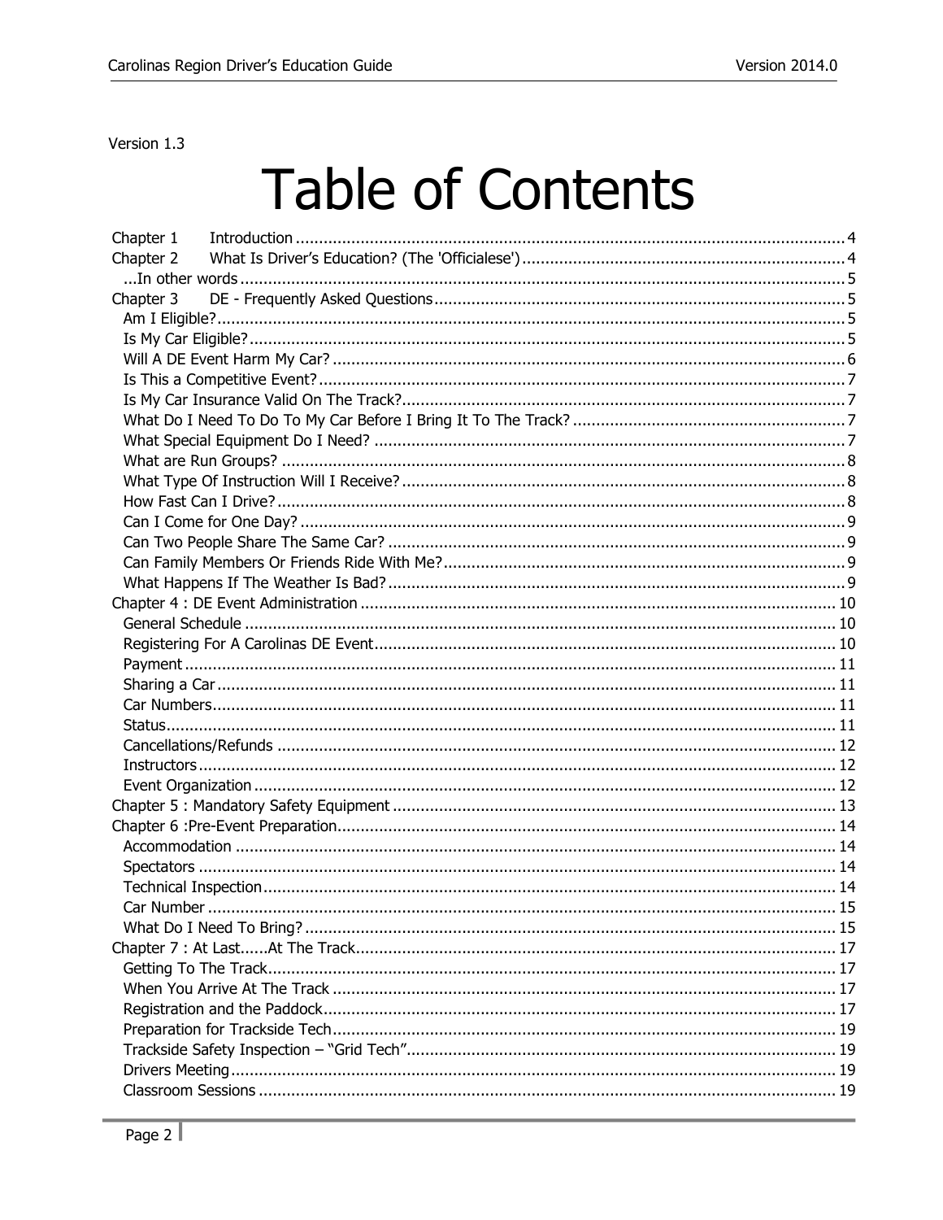Version 1.3

# Table of Contents

Chapter 1 Introduction ..................................................... 4
Chapter 2 What Is Driver's Education? (The 'Officialese') ..................................................... 4
...In other words ..................................................... 5
Chapter 3 DE - Frequently Asked Questions ..................................................... 5
- Am I Eligible? ..................................................... 5
- Is My Car Eligible? ..................................................... 5
- Will A DE Event Harm My Car? ..................................................... 6
- Is This a Competitive Event? ..................................................... 7
- Is My Car Insurance Valid On The Track? ..................................................... 7
- What Do I Need To Do To My Car Before I Bring It To The Track? ..................................................... 7
- What Special Equipment Do I Need? ..................................................... 7
- What are Run Groups? ..................................................... 8
- What Type Of Instruction Will I Receive? ..................................................... 8
- How Fast Can I Drive? ..................................................... 8
- Can I Come for One Day? ..................................................... 9
- Can Two People Share The Same Car? ..................................................... 9
- Can Family Members Or Friends Ride With Me? ..................................................... 9
- What Happens If The Weather Is Bad? ..................................................... 9

Chapter 4 : DE Event Administration ..................................................... 10
- General Schedule ..................................................... 10
- Registering For A Carolinas DE Event ..................................................... 10
- Payment ..................................................... 11
- Sharing a Car ..................................................... 11
- Car Numbers ..................................................... 11
- Status ..................................................... 11
- Cancellations/Refunds ..................................................... 12
- Instructors ..................................................... 12
- Event Organization ..................................................... 12

Chapter 5 : Mandatory Safety Equipment ..................................................... 13

Chapter 6 :Pre-Event Preparation ..................................................... 14
- Accommodation ..................................................... 14
- Spectators ..................................................... 14
- Technical Inspection ..................................................... 14
- Car Number ..................................................... 15
- What Do I Need To Bring? ..................................................... 15

Chapter 7 : At Last......At The Track ..................................................... 17
- Getting To The Track ..................................................... 17
- When You Arrive At The Track ..................................................... 17
- Registration and the Paddock ..................................................... 17
- Preparation for Trackside Tech ..................................................... 19
- Trackside Safety Inspection – "Grid Tech" ..................................................... 19
- Drivers Meeting ..................................................... 19
- Classroom Sessions ..................................................... 19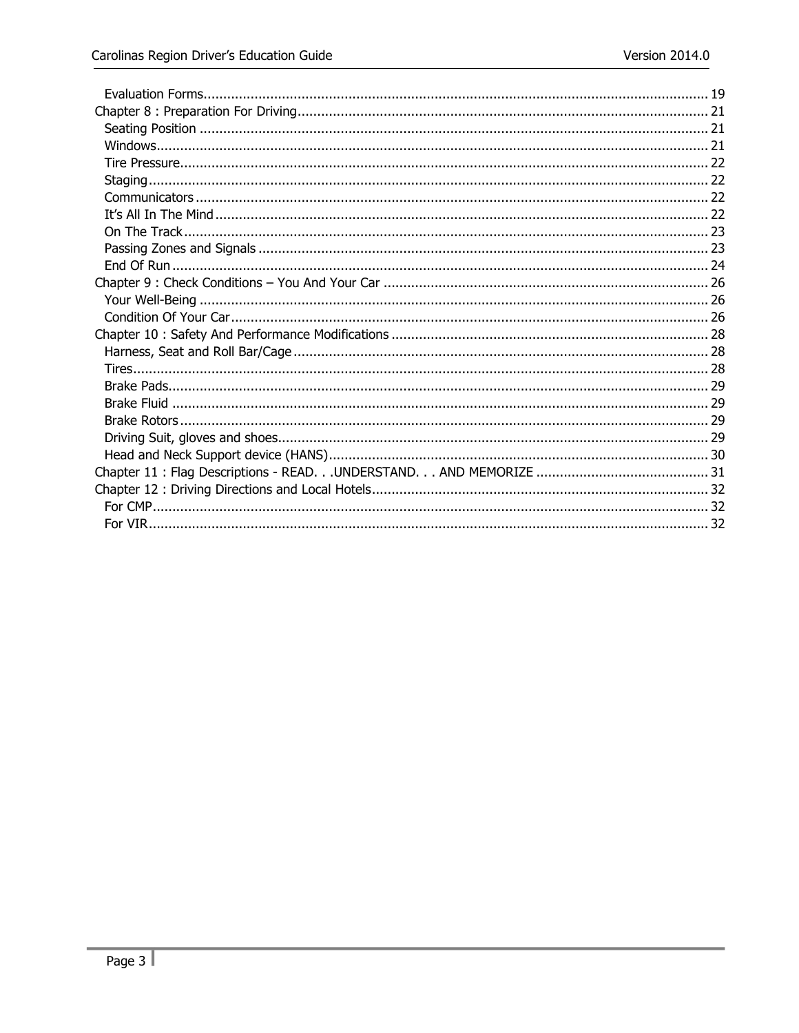- Evaluation Forms ..... 19
- Chapter 8 : Preparation For Driving ..... 21
  - Seating Position ..... 21
  - Windows ..... 21
  - Tire Pressure ..... 22
  - Staging ..... 22
  - Communicators ..... 22
  - It's All In The Mind ..... 22
  - On The Track ..... 23
  - Passing Zones and Signals ..... 23
  - End Of Run ..... 24
- Chapter 9 : Check Conditions – You And Your Car ..... 26
  - Your Well-Being ..... 26
  - Condition Of Your Car ..... 26
- Chapter 10 : Safety And Performance Modifications ..... 28
  - Harness, Seat and Roll Bar/Cage ..... 28
  - Tires ..... 28
  - Brake Pads ..... 29
  - Brake Fluid ..... 29
  - Brake Rotors ..... 29
  - Driving Suit, gloves and shoes ..... 29
  - Head and Neck Support device (HANS) ..... 30
- Chapter 11 : Flag Descriptions - READ. . .UNDERSTAND. . . AND MEMORIZE ..... 31
- Chapter 12 : Driving Directions and Local Hotels ..... 32
  - For CMP ..... 32
  - For VIR ..... 32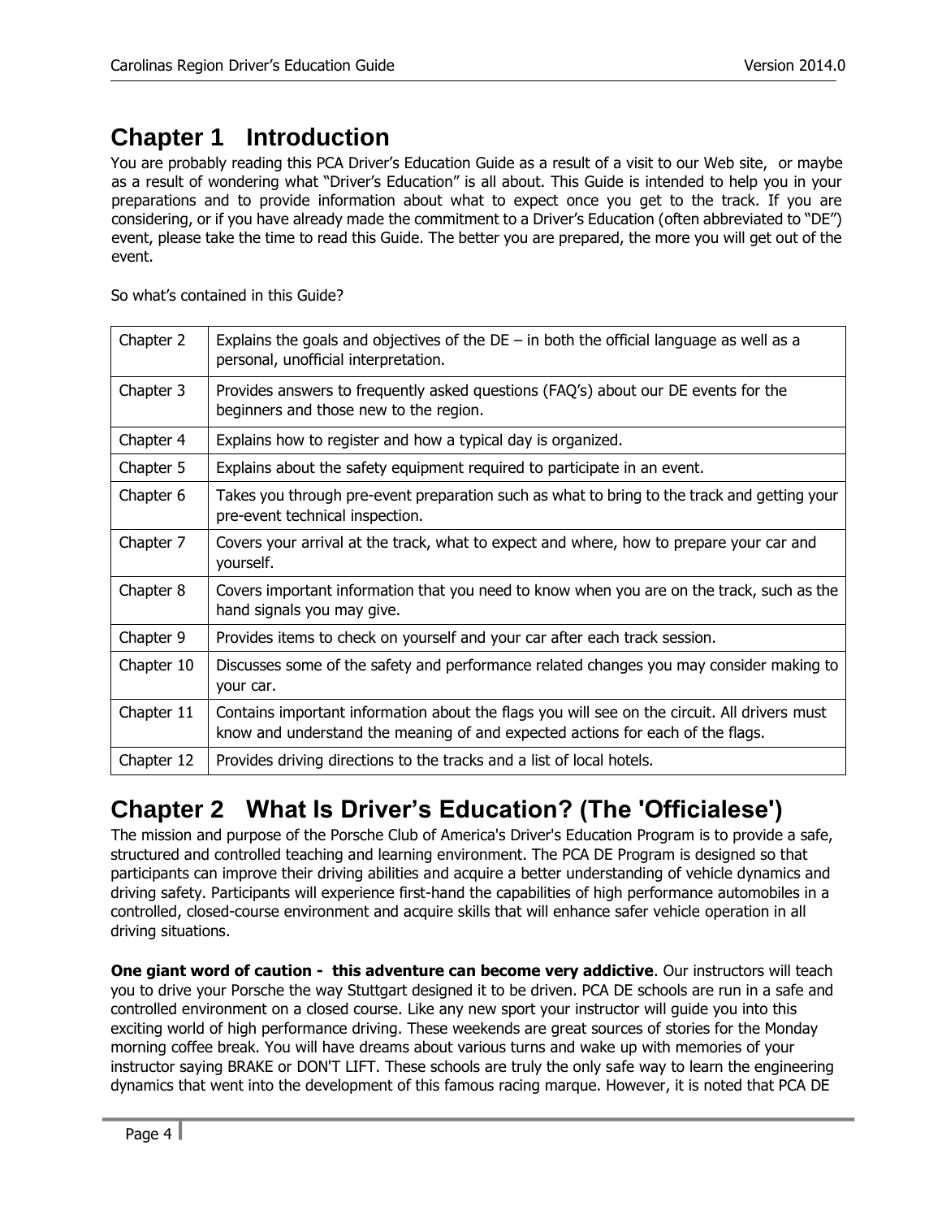# Chapter 1 Introduction

You are probably reading this PCA Driver's Education Guide as a result of a visit to our Web site, or maybe as a result of wondering what "Driver's Education" is all about. This Guide is intended to help you in your preparations and to provide information about what to expect once you get to the track. If you are considering, or if you have already made the commitment to a Driver's Education (often abbreviated to "DE") event, please take the time to read this Guide. The better you are prepared, the more you will get out of the event.

So what's contained in this Guide?

| | |
|---|---|
| Chapter 2 | Explains the goals and objectives of the DE – in both the official language as well as a personal, unofficial interpretation. |
| Chapter 3 | Provides answers to frequently asked questions (FAQ's) about our DE events for the beginners and those new to the region. |
| Chapter 4 | Explains how to register and how a typical day is organized. |
| Chapter 5 | Explains about the safety equipment required to participate in an event. |
| Chapter 6 | Takes you through pre-event preparation such as what to bring to the track and getting your pre-event technical inspection. |
| Chapter 7 | Covers your arrival at the track, what to expect and where, how to prepare your car and yourself. |
| Chapter 8 | Covers important information that you need to know when you are on the track, such as the hand signals you may give. |
| Chapter 9 | Provides items to check on yourself and your car after each track session. |
| Chapter 10 | Discusses some of the safety and performance related changes you may consider making to your car. |
| Chapter 11 | Contains important information about the flags you will see on the circuit. All drivers must know and understand the meaning of and expected actions for each of the flags. |
| Chapter 12 | Provides driving directions to the tracks and a list of local hotels. |

# Chapter 2 What Is Driver's Education? (The 'Officialese')

The mission and purpose of the Porsche Club of America's Driver's Education Program is to provide a safe, structured and controlled teaching and learning environment. The PCA DE Program is designed so that participants can improve their driving abilities and acquire a better understanding of vehicle dynamics and driving safety. Participants will experience first-hand the capabilities of high performance automobiles in a controlled, closed-course environment and acquire skills that will enhance safer vehicle operation in all driving situations.

**One giant word of caution - this adventure can become very addictive**. Our instructors will teach you to drive your Porsche the way Stuttgart designed it to be driven. PCA DE schools are run in a safe and controlled environment on a closed course. Like any new sport your instructor will guide you into this exciting world of high performance driving. These weekends are great sources of stories for the Monday morning coffee break. You will have dreams about various turns and wake up with memories of your instructor saying BRAKE or DON'T LIFT. These schools are truly the only safe way to learn the engineering dynamics that went into the development of this famous racing marque. However, it is noted that PCA DE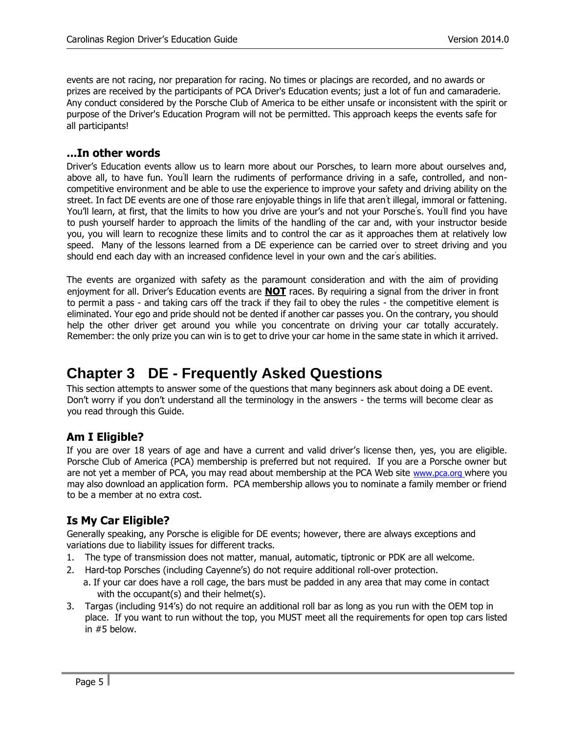events are not racing, nor preparation for racing. No times or placings are recorded, and no awards or prizes are received by the participants of PCA Driver's Education events; just a lot of fun and camaraderie. Any conduct considered by the Porsche Club of America to be either unsafe or inconsistent with the spirit or purpose of the Driver's Education Program will not be permitted. This approach keeps the events safe for all participants!

### ...In other words

Driver's Education events allow us to learn more about our Porsches, to learn more about ourselves and, above all, to have fun. You'll learn the rudiments of performance driving in a safe, controlled, and non-competitive environment and be able to use the experience to improve your safety and driving ability on the street. In fact DE events are one of those rare enjoyable things in life that aren't illegal, immoral or fattening. You'll learn, at first, that the limits to how you drive are your's and not your Porsche's. You'll find you have to push yourself harder to approach the limits of the handling of the car and, with your instructor beside you, you will learn to recognize these limits and to control the car as it approaches them at relatively low speed. Many of the lessons learned from a DE experience can be carried over to street driving and you should end each day with an increased confidence level in your own and the car's abilities.

The events are organized with safety as the paramount consideration and with the aim of providing enjoyment for all. Driver's Education events are **NOT** races. By requiring a signal from the driver in front to permit a pass - and taking cars off the track if they fail to obey the rules - the competitive element is eliminated. Your ego and pride should not be dented if another car passes you. On the contrary, you should help the other driver get around you while you concentrate on driving your car totally accurately. Remember: the only prize you can win is to get to drive your car home in the same state in which it arrived.

# Chapter 3 DE - Frequently Asked Questions

This section attempts to answer some of the questions that many beginners ask about doing a DE event. Don't worry if you don't understand all the terminology in the answers - the terms will become clear as you read through this Guide.

### Am I Eligible?

If you are over 18 years of age and have a current and valid driver's license then, yes, you are eligible. Porsche Club of America (PCA) membership is preferred but not required. If you are a Porsche owner but are not yet a member of PCA, you may read about membership at the PCA Web site www.pca.org where you may also download an application form. PCA membership allows you to nominate a family member or friend to be a member at no extra cost.

### Is My Car Eligible?

Generally speaking, any Porsche is eligible for DE events; however, there are always exceptions and variations due to liability issues for different tracks.

1. The type of transmission does not matter, manual, automatic, tiptronic or PDK are all welcome.
2. Hard-top Porsches (including Cayenne's) do not require additional roll-over protection.
   a. If your car does have a roll cage, the bars must be padded in any area that may come in contact with the occupant(s) and their helmet(s).
3. Targas (including 914's) do not require an additional roll bar as long as you run with the OEM top in place. If you want to run without the top, you MUST meet all the requirements for open top cars listed in #5 below.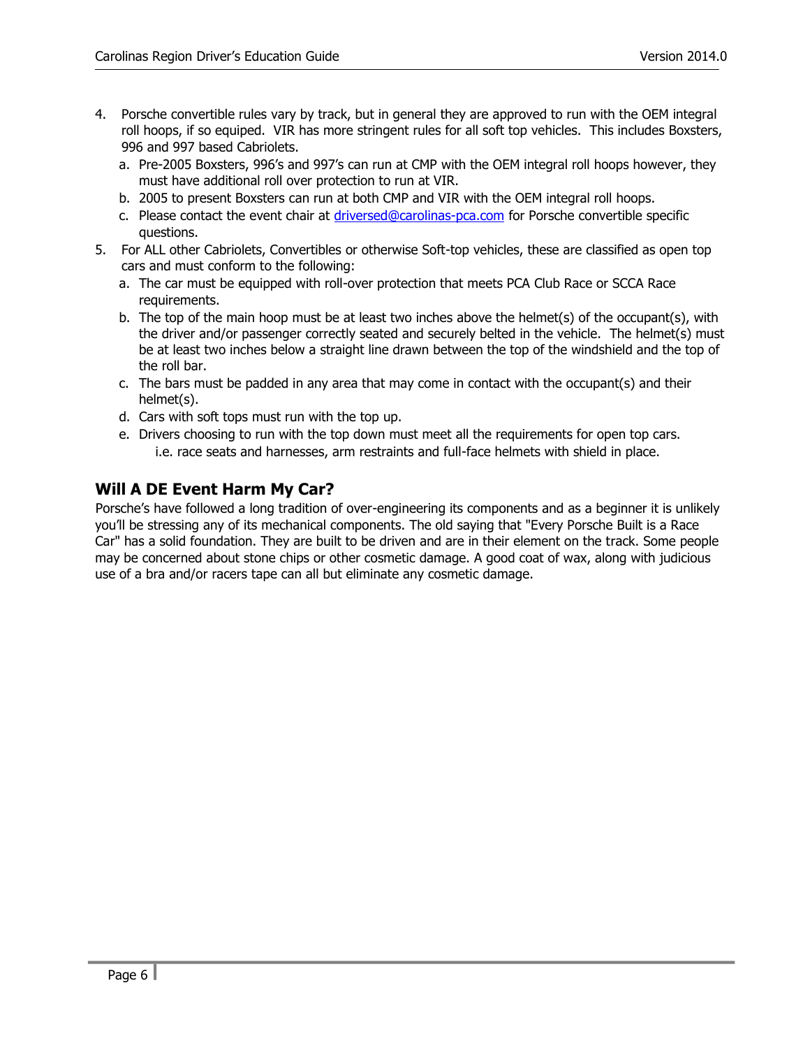4. Porsche convertible rules vary by track, but in general they are approved to run with the OEM integral roll hoops, if so equiped. VIR has more stringent rules for all soft top vehicles. This includes Boxsters, 996 and 997 based Cabriolets.
   a. Pre-2005 Boxsters, 996's and 997's can run at CMP with the OEM integral roll hoops however, they must have additional roll over protection to run at VIR.
   b. 2005 to present Boxsters can run at both CMP and VIR with the OEM integral roll hoops.
   c. Please contact the event chair at [driversed@carolinas-pca.com](mailto:driversed@carolinas-pca.com) for Porsche convertible specific questions.
5. For ALL other Cabriolets, Convertibles or otherwise Soft-top vehicles, these are classified as open top cars and must conform to the following:
   a. The car must be equipped with roll-over protection that meets PCA Club Race or SCCA Race requirements.
   b. The top of the main hoop must be at least two inches above the helmet(s) of the occupant(s), with the driver and/or passenger correctly seated and securely belted in the vehicle. The helmet(s) must be at least two inches below a straight line drawn between the top of the windshield and the top of the roll bar.
   c. The bars must be padded in any area that may come in contact with the occupant(s) and their helmet(s).
   d. Cars with soft tops must run with the top up.
   e. Drivers choosing to run with the top down must meet all the requirements for open top cars.
      i.e. race seats and harnesses, arm restraints and full-face helmets with shield in place.

## Will A DE Event Harm My Car?

Porsche's have followed a long tradition of over-engineering its components and as a beginner it is unlikely you'll be stressing any of its mechanical components. The old saying that "Every Porsche Built is a Race Car" has a solid foundation. They are built to be driven and are in their element on the track. Some people may be concerned about stone chips or other cosmetic damage. A good coat of wax, along with judicious use of a bra and/or racers tape can all but eliminate any cosmetic damage.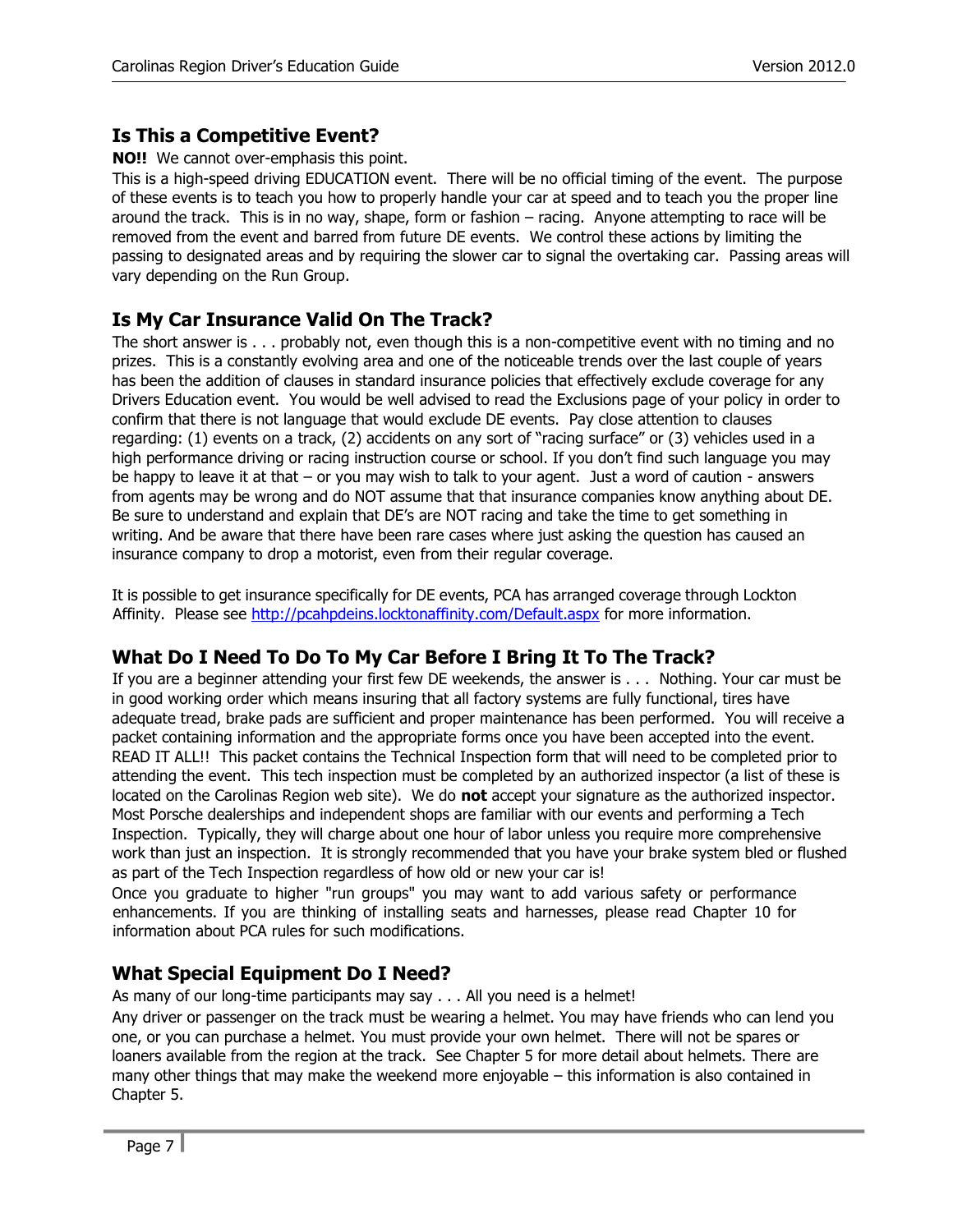## Is This a Competitive Event?

**NO!!** We cannot over-emphasis this point.

This is a high-speed driving EDUCATION event. There will be no official timing of the event. The purpose of these events is to teach you how to properly handle your car at speed and to teach you the proper line around the track. This is in no way, shape, form or fashion – racing. Anyone attempting to race will be removed from the event and barred from future DE events. We control these actions by limiting the passing to designated areas and by requiring the slower car to signal the overtaking car. Passing areas will vary depending on the Run Group.

## Is My Car Insurance Valid On The Track?

The short answer is . . . probably not, even though this is a non-competitive event with no timing and no prizes. This is a constantly evolving area and one of the noticeable trends over the last couple of years has been the addition of clauses in standard insurance policies that effectively exclude coverage for any Drivers Education event. You would be well advised to read the Exclusions page of your policy in order to confirm that there is not language that would exclude DE events. Pay close attention to clauses regarding: (1) events on a track, (2) accidents on any sort of "racing surface" or (3) vehicles used in a high performance driving or racing instruction course or school. If you don't find such language you may be happy to leave it at that – or you may wish to talk to your agent. Just a word of caution - answers from agents may be wrong and do NOT assume that that insurance companies know anything about DE. Be sure to understand and explain that DE's are NOT racing and take the time to get something in writing. And be aware that there have been rare cases where just asking the question has caused an insurance company to drop a motorist, even from their regular coverage.

It is possible to get insurance specifically for DE events, PCA has arranged coverage through Lockton Affinity. Please see http://pcahpdeins.locktonaffinity.com/Default.aspx for more information.

## What Do I Need To Do To My Car Before I Bring It To The Track?

If you are a beginner attending your first few DE weekends, the answer is . . . Nothing. Your car must be in good working order which means insuring that all factory systems are fully functional, tires have adequate tread, brake pads are sufficient and proper maintenance has been performed. You will receive a packet containing information and the appropriate forms once you have been accepted into the event. READ IT ALL!! This packet contains the Technical Inspection form that will need to be completed prior to attending the event. This tech inspection must be completed by an authorized inspector (a list of these is located on the Carolinas Region web site). We do **not** accept your signature as the authorized inspector. Most Porsche dealerships and independent shops are familiar with our events and performing a Tech Inspection. Typically, they will charge about one hour of labor unless you require more comprehensive work than just an inspection. It is strongly recommended that you have your brake system bled or flushed as part of the Tech Inspection regardless of how old or new your car is!

Once you graduate to higher "run groups" you may want to add various safety or performance enhancements. If you are thinking of installing seats and harnesses, please read Chapter 10 for information about PCA rules for such modifications.

## What Special Equipment Do I Need?

As many of our long-time participants may say . . . All you need is a helmet!

Any driver or passenger on the track must be wearing a helmet. You may have friends who can lend you one, or you can purchase a helmet. You must provide your own helmet. There will not be spares or loaners available from the region at the track. See Chapter 5 for more detail about helmets. There are many other things that may make the weekend more enjoyable – this information is also contained in Chapter 5.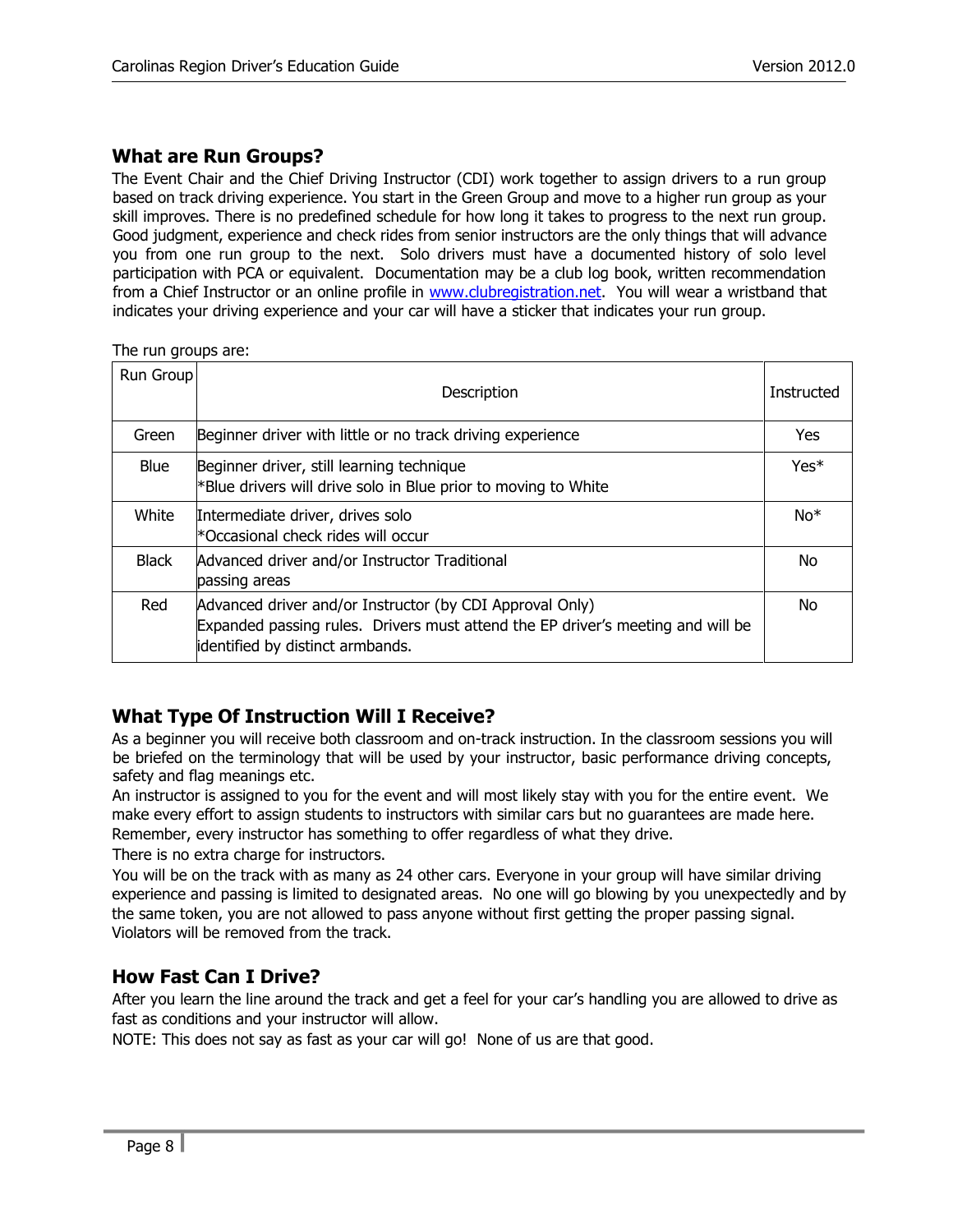## What are Run Groups?

The Event Chair and the Chief Driving Instructor (CDI) work together to assign drivers to a run group based on track driving experience. You start in the Green Group and move to a higher run group as your skill improves. There is no predefined schedule for how long it takes to progress to the next run group. Good judgment, experience and check rides from senior instructors are the only things that will advance you from one run group to the next. Solo drivers must have a documented history of solo level participation with PCA or equivalent. Documentation may be a club log book, written recommendation from a Chief Instructor or an online profile in www.clubregistration.net. You will wear a wristband that indicates your driving experience and your car will have a sticker that indicates your run group.

The run groups are:

| Run Group | Description | Instructed |
|---|---|---|
| Green | Beginner driver with little or no track driving experience | Yes |
| Blue | Beginner driver, still learning technique<br>*Blue drivers will drive solo in Blue prior to moving to White | Yes* |
| White | Intermediate driver, drives solo<br>*Occasional check rides will occur | No* |
| Black | Advanced driver and/or Instructor Traditional passing areas | No |
| Red | Advanced driver and/or Instructor (by CDI Approval Only)<br>Expanded passing rules. Drivers must attend the EP driver's meeting and will be identified by distinct armbands. | No |

## What Type Of Instruction Will I Receive?

As a beginner you will receive both classroom and on-track instruction. In the classroom sessions you will be briefed on the terminology that will be used by your instructor, basic performance driving concepts, safety and flag meanings etc.

An instructor is assigned to you for the event and will most likely stay with you for the entire event. We make every effort to assign students to instructors with similar cars but no guarantees are made here. Remember, every instructor has something to offer regardless of what they drive.

There is no extra charge for instructors.

You will be on the track with as many as 24 other cars. Everyone in your group will have similar driving experience and passing is limited to designated areas. No one will go blowing by you unexpectedly and by the same token, you are not allowed to pass anyone without first getting the proper passing signal. Violators will be removed from the track.

## How Fast Can I Drive?

After you learn the line around the track and get a feel for your car's handling you are allowed to drive as fast as conditions and your instructor will allow.

NOTE: This does not say as fast as your car will go! None of us are that good.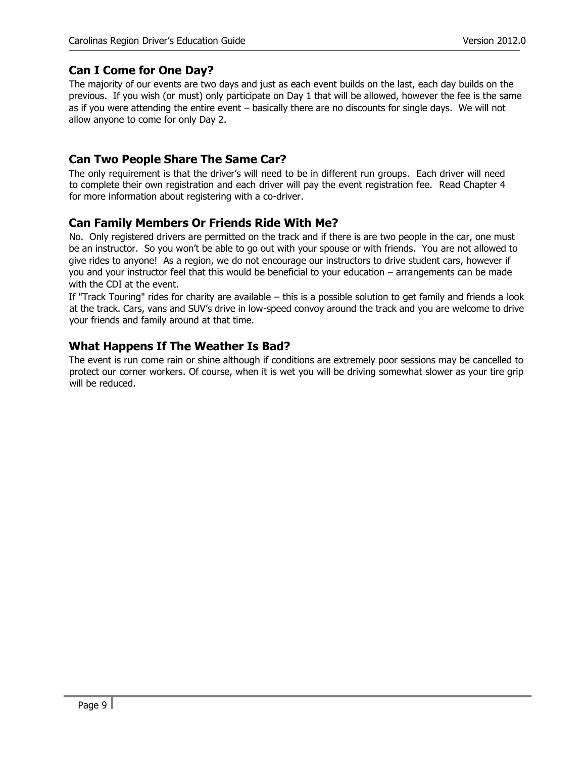## Can I Come for One Day?

The majority of our events are two days and just as each event builds on the last, each day builds on the previous. If you wish (or must) only participate on Day 1 that will be allowed, however the fee is the same as if you were attending the entire event – basically there are no discounts for single days. We will not allow anyone to come for only Day 2.

## Can Two People Share The Same Car?

The only requirement is that the driver's will need to be in different run groups. Each driver will need to complete their own registration and each driver will pay the event registration fee. Read Chapter 4 for more information about registering with a co-driver.

## Can Family Members Or Friends Ride With Me?

No. Only registered drivers are permitted on the track and if there is are two people in the car, one must be an instructor. So you won't be able to go out with your spouse or with friends. You are not allowed to give rides to anyone! As a region, we do not encourage our instructors to drive student cars, however if you and your instructor feel that this would be beneficial to your education – arrangements can be made with the CDI at the event.

If "Track Touring" rides for charity are available – this is a possible solution to get family and friends a look at the track. Cars, vans and SUV's drive in low-speed convoy around the track and you are welcome to drive your friends and family around at that time.

## What Happens If The Weather Is Bad?

The event is run come rain or shine although if conditions are extremely poor sessions may be cancelled to protect our corner workers. Of course, when it is wet you will be driving somewhat slower as your tire grip will be reduced.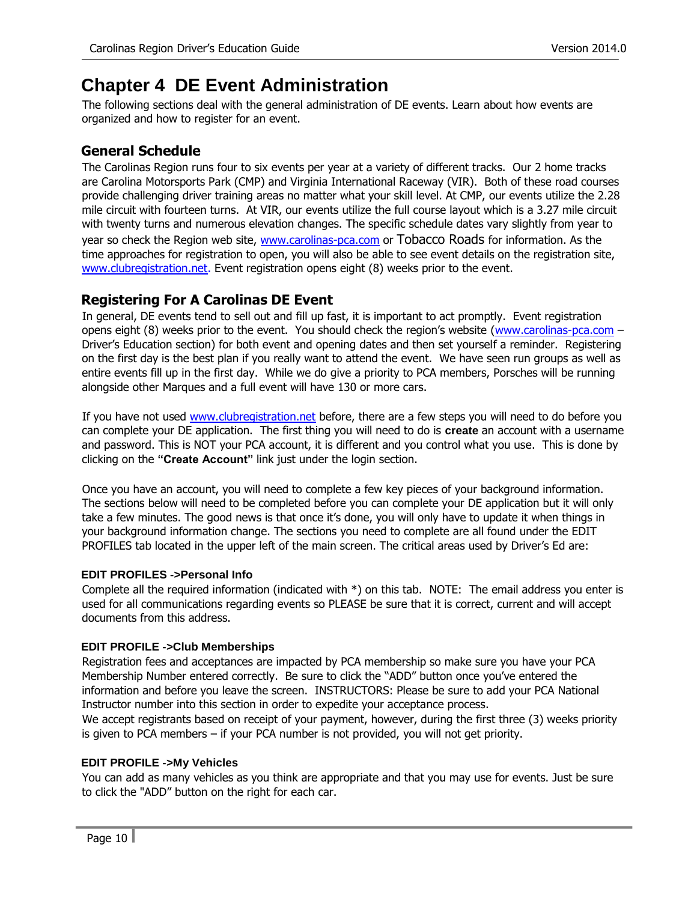# Chapter 4 DE Event Administration

The following sections deal with the general administration of DE events. Learn about how events are organized and how to register for an event.

## General Schedule

The Carolinas Region runs four to six events per year at a variety of different tracks. Our 2 home tracks are Carolina Motorsports Park (CMP) and Virginia International Raceway (VIR). Both of these road courses provide challenging driver training areas no matter what your skill level. At CMP, our events utilize the 2.28 mile circuit with fourteen turns. At VIR, our events utilize the full course layout which is a 3.27 mile circuit with twenty turns and numerous elevation changes. The specific schedule dates vary slightly from year to year so check the Region web site, www.carolinas-pca.com or Tobacco Roads for information. As the time approaches for registration to open, you will also be able to see event details on the registration site, www.clubregistration.net. Event registration opens eight (8) weeks prior to the event.

## Registering For A Carolinas DE Event

In general, DE events tend to sell out and fill up fast, it is important to act promptly. Event registration opens eight (8) weeks prior to the event. You should check the region's website (www.carolinas-pca.com – Driver's Education section) for both event and opening dates and then set yourself a reminder. Registering on the first day is the best plan if you really want to attend the event. We have seen run groups as well as entire events fill up in the first day. While we do give a priority to PCA members, Porsches will be running alongside other Marques and a full event will have 130 or more cars.

If you have not used www.clubregistration.net before, there are a few steps you will need to do before you can complete your DE application. The first thing you will need to do is **create** an account with a username and password. This is NOT your PCA account, it is different and you control what you use. This is done by clicking on the **"Create Account"** link just under the login section.

Once you have an account, you will need to complete a few key pieces of your background information. The sections below will need to be completed before you can complete your DE application but it will only take a few minutes. The good news is that once it's done, you will only have to update it when things in your background information change. The sections you need to complete are all found under the EDIT PROFILES tab located in the upper left of the main screen. The critical areas used by Driver's Ed are:

#### EDIT PROFILES ->Personal Info

Complete all the required information (indicated with *) on this tab. NOTE: The email address you enter is used for all communications regarding events so PLEASE be sure that it is correct, current and will accept documents from this address.

#### EDIT PROFILE ->Club Memberships

Registration fees and acceptances are impacted by PCA membership so make sure you have your PCA Membership Number entered correctly. Be sure to click the "ADD" button once you've entered the information and before you leave the screen. INSTRUCTORS: Please be sure to add your PCA National Instructor number into this section in order to expedite your acceptance process.

We accept registrants based on receipt of your payment, however, during the first three (3) weeks priority is given to PCA members – if your PCA number is not provided, you will not get priority.

#### EDIT PROFILE ->My Vehicles

You can add as many vehicles as you think are appropriate and that you may use for events. Just be sure to click the "ADD" button on the right for each car.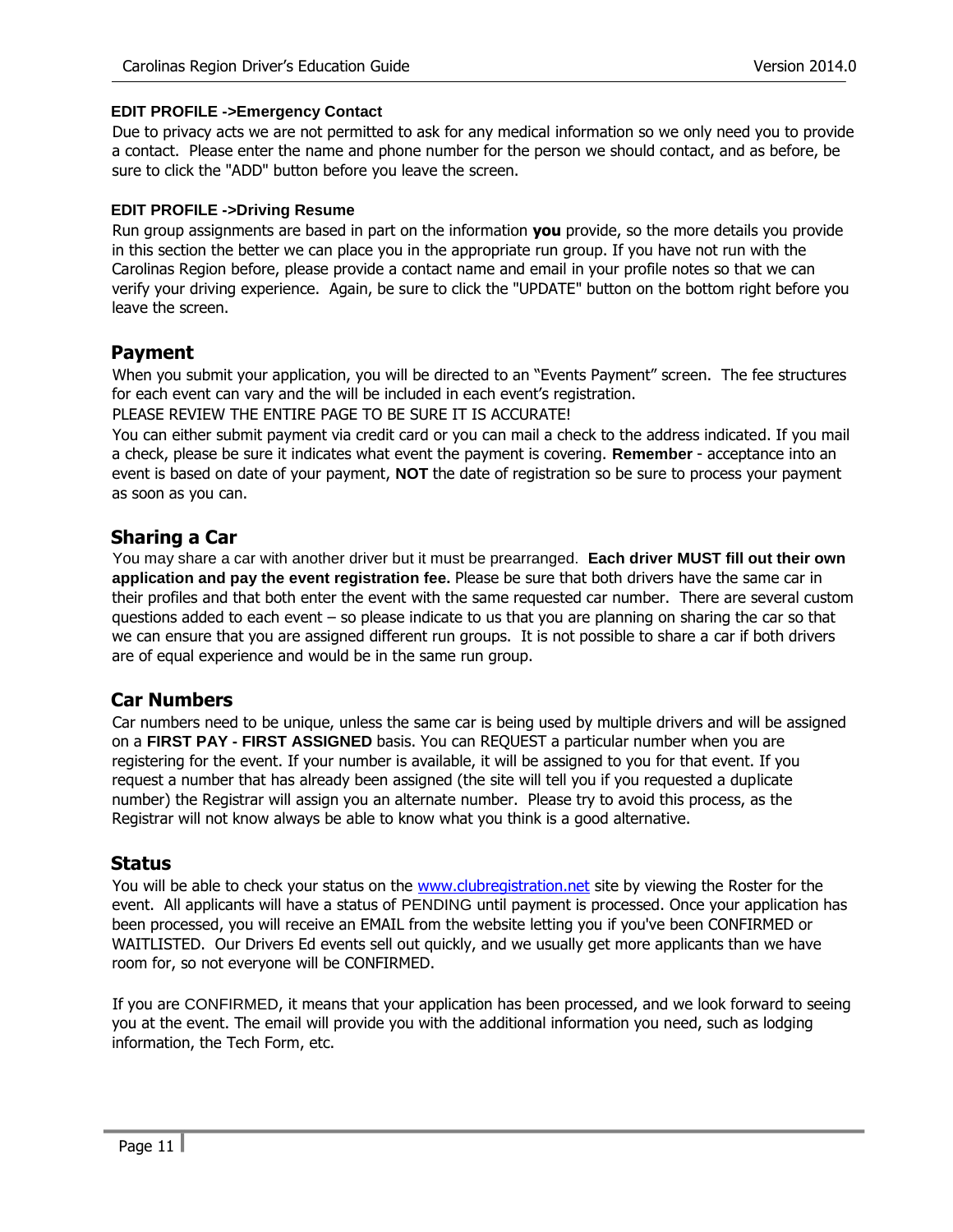**EDIT PROFILE ->Emergency Contact**

Due to privacy acts we are not permitted to ask for any medical information so we only need you to provide a contact. Please enter the name and phone number for the person we should contact, and as before, be sure to click the "ADD" button before you leave the screen.

**EDIT PROFILE ->Driving Resume**

Run group assignments are based in part on the information **you** provide, so the more details you provide in this section the better we can place you in the appropriate run group. If you have not run with the Carolinas Region before, please provide a contact name and email in your profile notes so that we can verify your driving experience. Again, be sure to click the "UPDATE" button on the bottom right before you leave the screen.

## Payment

When you submit your application, you will be directed to an "Events Payment" screen. The fee structures for each event can vary and the will be included in each event's registration.

PLEASE REVIEW THE ENTIRE PAGE TO BE SURE IT IS ACCURATE!

You can either submit payment via credit card or you can mail a check to the address indicated. If you mail a check, please be sure it indicates what event the payment is covering. **Remember** - acceptance into an event is based on date of your payment, **NOT** the date of registration so be sure to process your payment as soon as you can.

## Sharing a Car

You may share a car with another driver but it must be prearranged. **Each driver MUST fill out their own application and pay the event registration fee.** Please be sure that both drivers have the same car in their profiles and that both enter the event with the same requested car number. There are several custom questions added to each event – so please indicate to us that you are planning on sharing the car so that we can ensure that you are assigned different run groups. It is not possible to share a car if both drivers are of equal experience and would be in the same run group.

## Car Numbers

Car numbers need to be unique, unless the same car is being used by multiple drivers and will be assigned on a **FIRST PAY - FIRST ASSIGNED** basis. You can REQUEST a particular number when you are registering for the event. If your number is available, it will be assigned to you for that event. If you request a number that has already been assigned (the site will tell you if you requested a duplicate number) the Registrar will assign you an alternate number. Please try to avoid this process, as the Registrar will not know always be able to know what you think is a good alternative.

## Status

You will be able to check your status on the www.clubregistration.net site by viewing the Roster for the event. All applicants will have a status of PENDING until payment is processed. Once your application has been processed, you will receive an EMAIL from the website letting you if you've been CONFIRMED or WAITLISTED. Our Drivers Ed events sell out quickly, and we usually get more applicants than we have room for, so not everyone will be CONFIRMED.

If you are CONFIRMED, it means that your application has been processed, and we look forward to seeing you at the event. The email will provide you with the additional information you need, such as lodging information, the Tech Form, etc.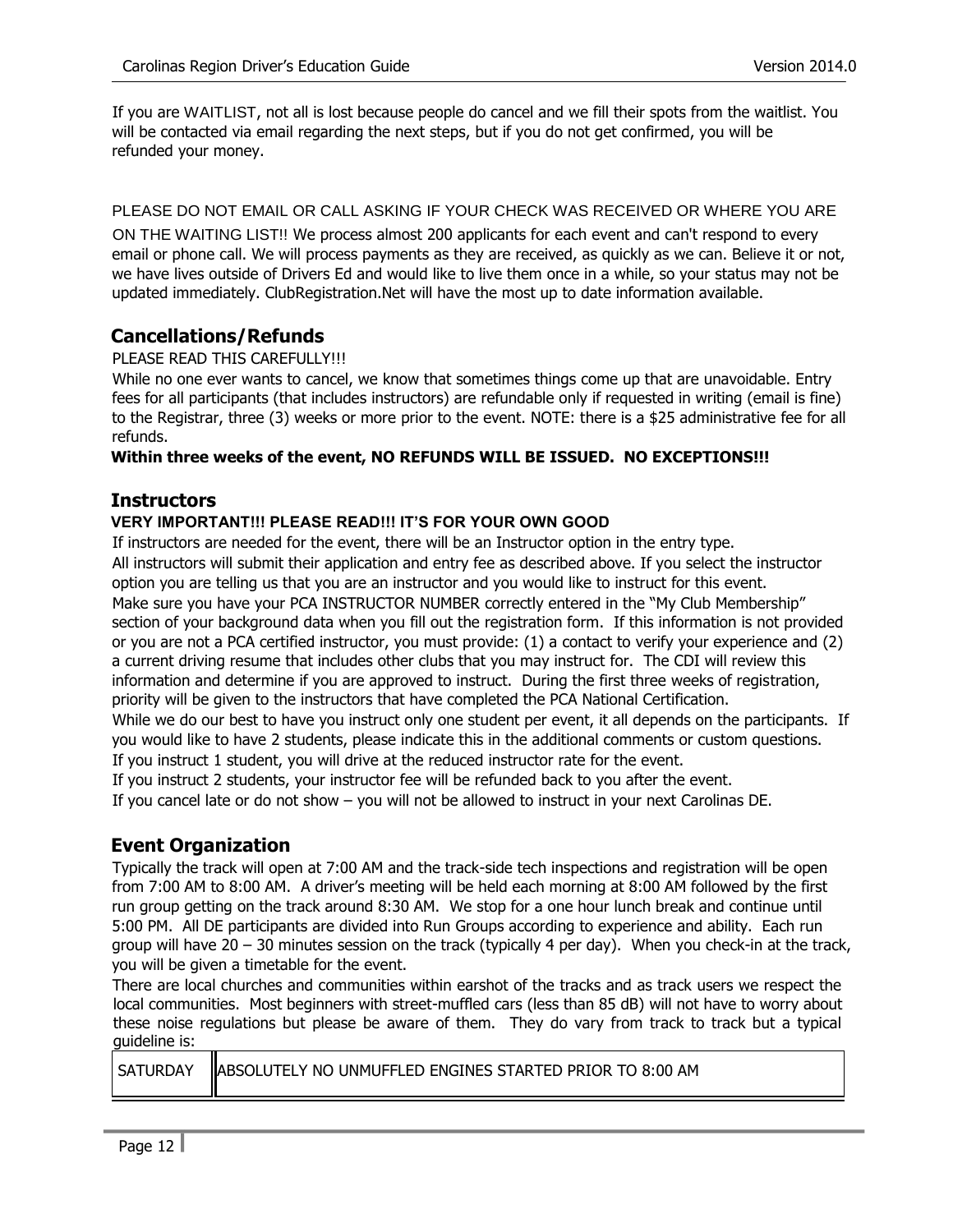If you are WAITLIST, not all is lost because people do cancel and we fill their spots from the waitlist. You will be contacted via email regarding the next steps, but if you do not get confirmed, you will be refunded your money.

PLEASE DO NOT EMAIL OR CALL ASKING IF YOUR CHECK WAS RECEIVED OR WHERE YOU ARE ON THE WAITING LIST!! We process almost 200 applicants for each event and can't respond to every email or phone call. We will process payments as they are received, as quickly as we can. Believe it or not, we have lives outside of Drivers Ed and would like to live them once in a while, so your status may not be updated immediately. ClubRegistration.Net will have the most up to date information available.

## Cancellations/Refunds

PLEASE READ THIS CAREFULLY!!!

While no one ever wants to cancel, we know that sometimes things come up that are unavoidable. Entry fees for all participants (that includes instructors) are refundable only if requested in writing (email is fine) to the Registrar, three (3) weeks or more prior to the event. NOTE: there is a $25 administrative fee for all refunds.

**Within three weeks of the event, NO REFUNDS WILL BE ISSUED. NO EXCEPTIONS!!!**

## Instructors

**VERY IMPORTANT!!! PLEASE READ!!! IT'S FOR YOUR OWN GOOD**

If instructors are needed for the event, there will be an Instructor option in the entry type.

All instructors will submit their application and entry fee as described above. If you select the instructor option you are telling us that you are an instructor and you would like to instruct for this event.

Make sure you have your PCA INSTRUCTOR NUMBER correctly entered in the "My Club Membership" section of your background data when you fill out the registration form. If this information is not provided or you are not a PCA certified instructor, you must provide: (1) a contact to verify your experience and (2) a current driving resume that includes other clubs that you may instruct for. The CDI will review this information and determine if you are approved to instruct. During the first three weeks of registration, priority will be given to the instructors that have completed the PCA National Certification.

While we do our best to have you instruct only one student per event, it all depends on the participants. If you would like to have 2 students, please indicate this in the additional comments or custom questions.

If you instruct 1 student, you will drive at the reduced instructor rate for the event.

If you instruct 2 students, your instructor fee will be refunded back to you after the event.

If you cancel late or do not show – you will not be allowed to instruct in your next Carolinas DE.

## Event Organization

Typically the track will open at 7:00 AM and the track-side tech inspections and registration will be open from 7:00 AM to 8:00 AM. A driver's meeting will be held each morning at 8:00 AM followed by the first run group getting on the track around 8:30 AM. We stop for a one hour lunch break and continue until 5:00 PM. All DE participants are divided into Run Groups according to experience and ability. Each run group will have 20 – 30 minutes session on the track (typically 4 per day). When you check-in at the track, you will be given a timetable for the event.

There are local churches and communities within earshot of the tracks and as track users we respect the local communities. Most beginners with street-muffled cars (less than 85 dB) will not have to worry about these noise regulations but please be aware of them. They do vary from track to track but a typical guideline is:

| | |
|---|---|
| SATURDAY | ABSOLUTELY NO UNMUFFLED ENGINES STARTED PRIOR TO 8:00 AM |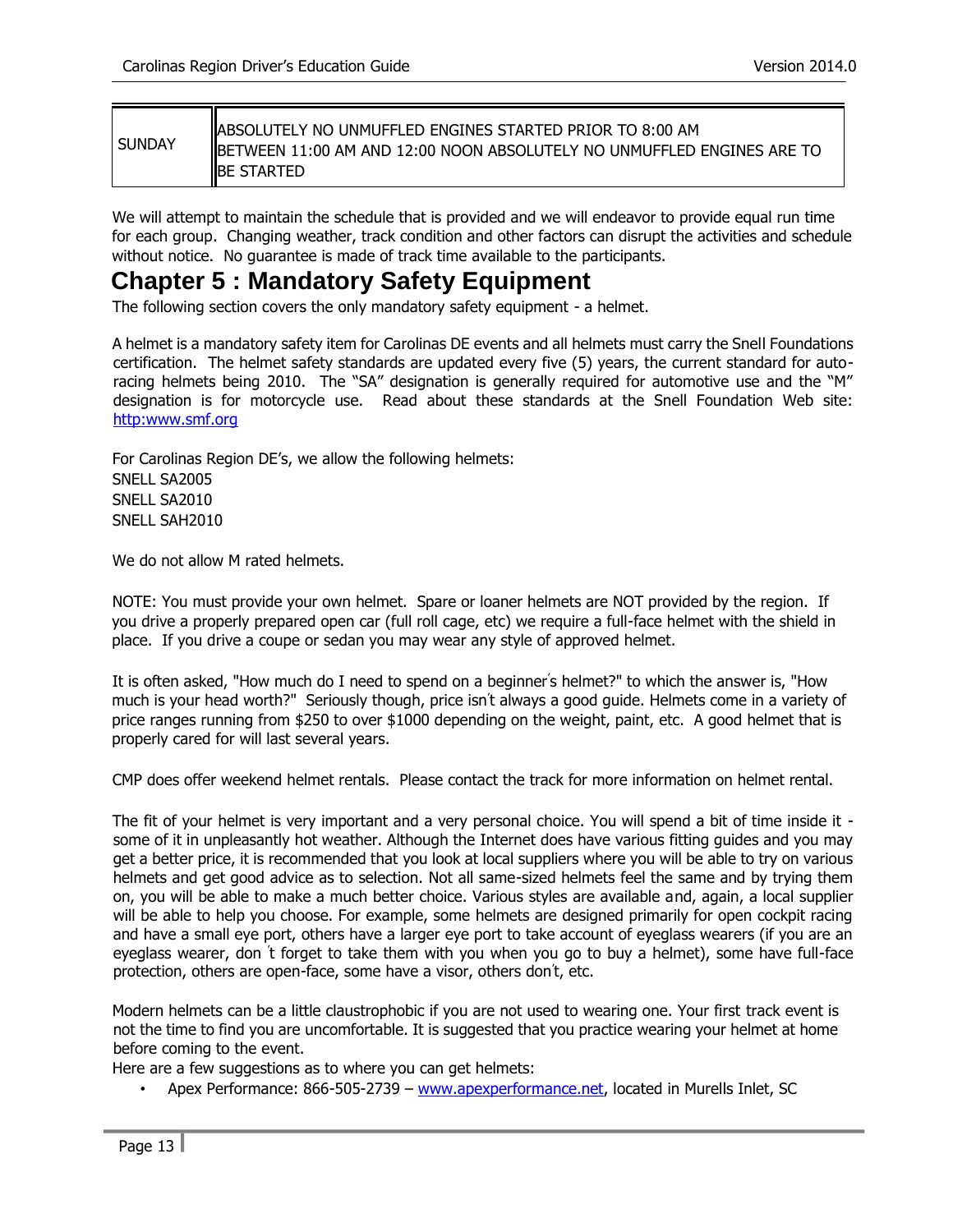| SUNDAY | ABSOLUTELY NO UNMUFFLED ENGINES STARTED PRIOR TO 8:00 AM<br>BETWEEN 11:00 AM AND 12:00 NOON ABSOLUTELY NO UNMUFFLED ENGINES ARE TO BE STARTED |
|---|---|

We will attempt to maintain the schedule that is provided and we will endeavor to provide equal run time for each group. Changing weather, track condition and other factors can disrupt the activities and schedule without notice. No guarantee is made of track time available to the participants.

# Chapter 5 : Mandatory Safety Equipment

The following section covers the only mandatory safety equipment - a helmet.

A helmet is a mandatory safety item for Carolinas DE events and all helmets must carry the Snell Foundations certification. The helmet safety standards are updated every five (5) years, the current standard for auto-racing helmets being 2010. The "SA" designation is generally required for automotive use and the "M" designation is for motorcycle use. Read about these standards at the Snell Foundation Web site: http:www.smf.org

For Carolinas Region DE's, we allow the following helmets:
SNELL SA2005
SNELL SA2010
SNELL SAH2010

We do not allow M rated helmets.

NOTE: You must provide your own helmet. Spare or loaner helmets are NOT provided by the region. If you drive a properly prepared open car (full roll cage, etc) we require a full-face helmet with the shield in place. If you drive a coupe or sedan you may wear any style of approved helmet.

It is often asked, "How much do I need to spend on a beginner's helmet?" to which the answer is, "How much is your head worth?" Seriously though, price isn't always a good guide. Helmets come in a variety of price ranges running from $250 to over $1000 depending on the weight, paint, etc. A good helmet that is properly cared for will last several years.

CMP does offer weekend helmet rentals. Please contact the track for more information on helmet rental.

The fit of your helmet is very important and a very personal choice. You will spend a bit of time inside it - some of it in unpleasantly hot weather. Although the Internet does have various fitting guides and you may get a better price, it is recommended that you look at local suppliers where you will be able to try on various helmets and get good advice as to selection. Not all same-sized helmets feel the same and by trying them on, you will be able to make a much better choice. Various styles are available and, again, a local supplier will be able to help you choose. For example, some helmets are designed primarily for open cockpit racing and have a small eye port, others have a larger eye port to take account of eyeglass wearers (if you are an eyeglass wearer, don't forget to take them with you when you go to buy a helmet), some have full-face protection, others are open-face, some have a visor, others don't, etc.

Modern helmets can be a little claustrophobic if you are not used to wearing one. Your first track event is not the time to find you are uncomfortable. It is suggested that you practice wearing your helmet at home before coming to the event.

Here are a few suggestions as to where you can get helmets:

- Apex Performance: 866-505-2739 – www.apexperformance.net, located in Murells Inlet, SC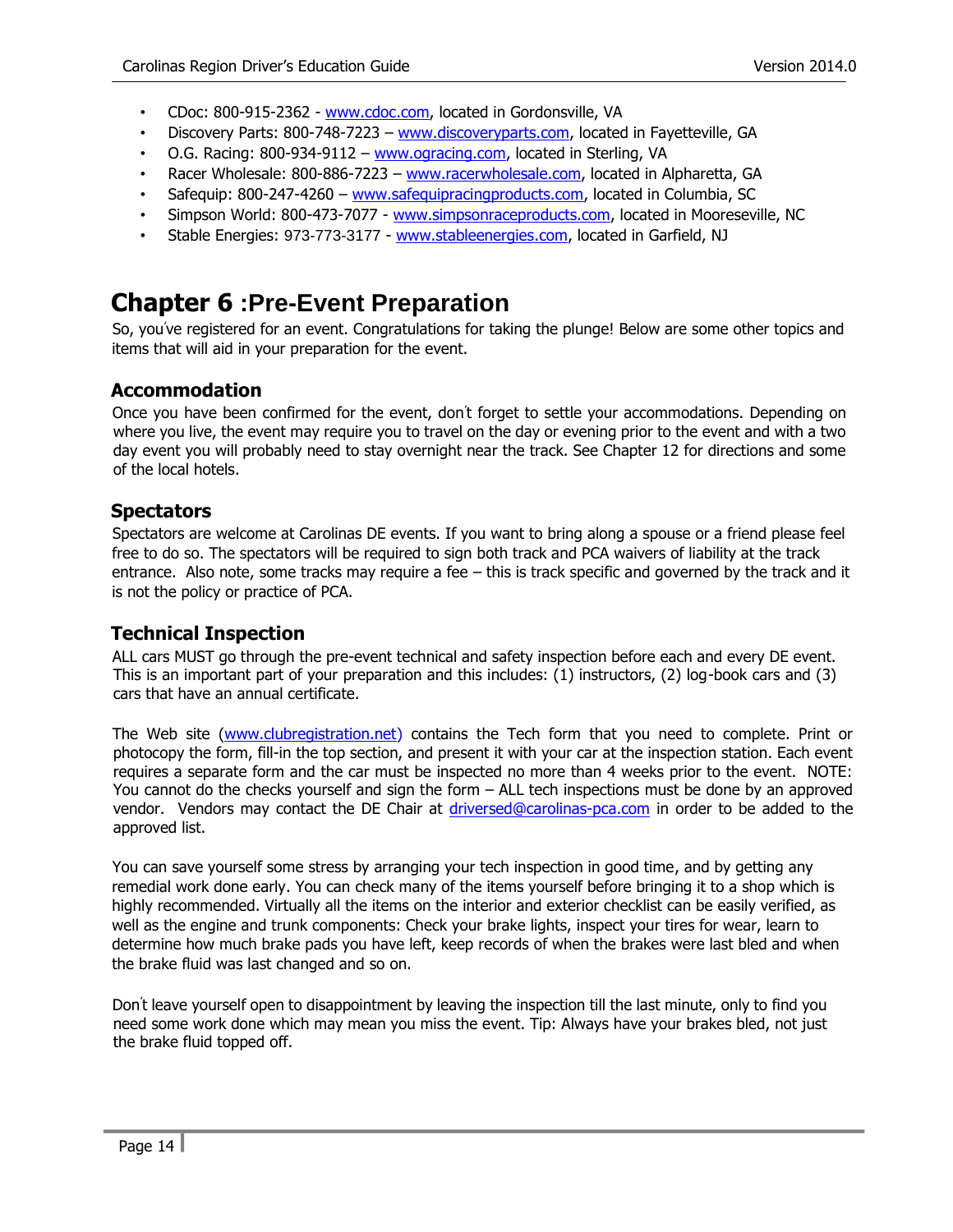- CDoc: 800-915-2362 - www.cdoc.com, located in Gordonsville, VA
- Discovery Parts: 800-748-7223 – www.discoveryparts.com, located in Fayetteville, GA
- O.G. Racing: 800-934-9112 – www.ogracing.com, located in Sterling, VA
- Racer Wholesale: 800-886-7223 – www.racerwholesale.com, located in Alpharetta, GA
- Safequip: 800-247-4260 – www.safequipracingproducts.com, located in Columbia, SC
- Simpson World: 800-473-7077 - www.simpsonraceproducts.com, located in Mooreseville, NC
- Stable Energies: 973-773-3177 - www.stableenergies.com, located in Garfield, NJ

# Chapter 6 :Pre-Event Preparation

So, you've registered for an event. Congratulations for taking the plunge! Below are some other topics and items that will aid in your preparation for the event.

## Accommodation

Once you have been confirmed for the event, don't forget to settle your accommodations. Depending on where you live, the event may require you to travel on the day or evening prior to the event and with a two day event you will probably need to stay overnight near the track. See Chapter 12 for directions and some of the local hotels.

## Spectators

Spectators are welcome at Carolinas DE events. If you want to bring along a spouse or a friend please feel free to do so. The spectators will be required to sign both track and PCA waivers of liability at the track entrance. Also note, some tracks may require a fee – this is track specific and governed by the track and it is not the policy or practice of PCA.

## Technical Inspection

ALL cars MUST go through the pre-event technical and safety inspection before each and every DE event. This is an important part of your preparation and this includes: (1) instructors, (2) log-book cars and (3) cars that have an annual certificate.

The Web site (www.clubregistration.net) contains the Tech form that you need to complete. Print or photocopy the form, fill-in the top section, and present it with your car at the inspection station. Each event requires a separate form and the car must be inspected no more than 4 weeks prior to the event. NOTE: You cannot do the checks yourself and sign the form – ALL tech inspections must be done by an approved vendor. Vendors may contact the DE Chair at driversed@carolinas-pca.com in order to be added to the approved list.

You can save yourself some stress by arranging your tech inspection in good time, and by getting any remedial work done early. You can check many of the items yourself before bringing it to a shop which is highly recommended. Virtually all the items on the interior and exterior checklist can be easily verified, as well as the engine and trunk components: Check your brake lights, inspect your tires for wear, learn to determine how much brake pads you have left, keep records of when the brakes were last bled and when the brake fluid was last changed and so on.

Don't leave yourself open to disappointment by leaving the inspection till the last minute, only to find you need some work done which may mean you miss the event. Tip: Always have your brakes bled, not just the brake fluid topped off.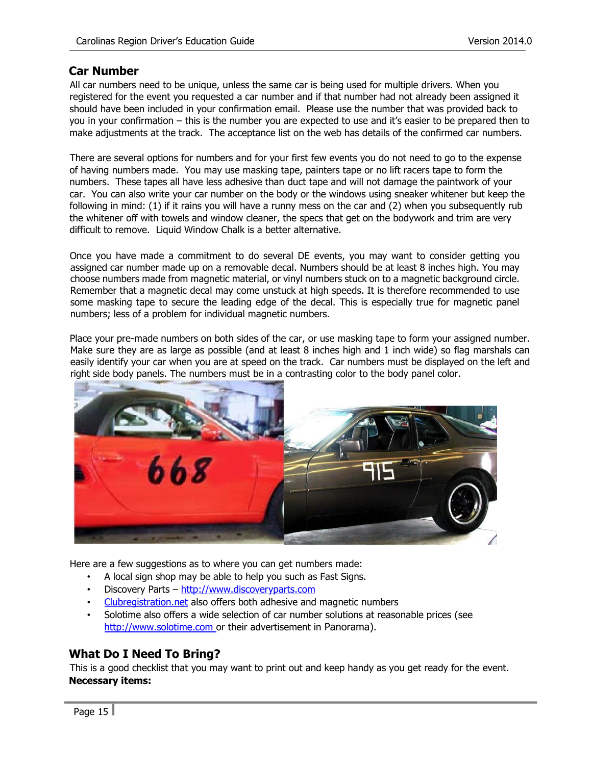## Car Number

All car numbers need to be unique, unless the same car is being used for multiple drivers. When you registered for the event you requested a car number and if that number had not already been assigned it should have been included in your confirmation email. Please use the number that was provided back to you in your confirmation – this is the number you are expected to use and it's easier to be prepared then to make adjustments at the track. The acceptance list on the web has details of the confirmed car numbers.

There are several options for numbers and for your first few events you do not need to go to the expense of having numbers made. You may use masking tape, painters tape or no lift racers tape to form the numbers. These tapes all have less adhesive than duct tape and will not damage the paintwork of your car. You can also write your car number on the body or the windows using sneaker whitener but keep the following in mind: (1) if it rains you will have a runny mess on the car and (2) when you subsequently rub the whitener off with towels and window cleaner, the specs that get on the bodywork and trim are very difficult to remove. Liquid Window Chalk is a better alternative.

Once you have made a commitment to do several DE events, you may want to consider getting you assigned car number made up on a removable decal. Numbers should be at least 8 inches high. You may choose numbers made from magnetic material, or vinyl numbers stuck on to a magnetic background circle. Remember that a magnetic decal may come unstuck at high speeds. It is therefore recommended to use some masking tape to secure the leading edge of the decal. This is especially true for magnetic panel numbers; less of a problem for individual magnetic numbers.

Place your pre-made numbers on both sides of the car, or use masking tape to form your assigned number. Make sure they are as large as possible (and at least 8 inches high and 1 inch wide) so flag marshals can easily identify your car when you are at speed on the track. Car numbers must be displayed on the left and right side body panels. The numbers must be in a contrasting color to the body panel color.

Here are a few suggestions as to where you can get numbers made:

- A local sign shop may be able to help you such as Fast Signs.
- Discovery Parts – http://www.discoveryparts.com
- Clubregistration.net also offers both adhesive and magnetic numbers
- Solotime also offers a wide selection of car number solutions at reasonable prices (see http://www.solotime.com or their advertisement in Panorama).

## What Do I Need To Bring?

This is a good checklist that you may want to print out and keep handy as you get ready for the event.

**Necessary items:**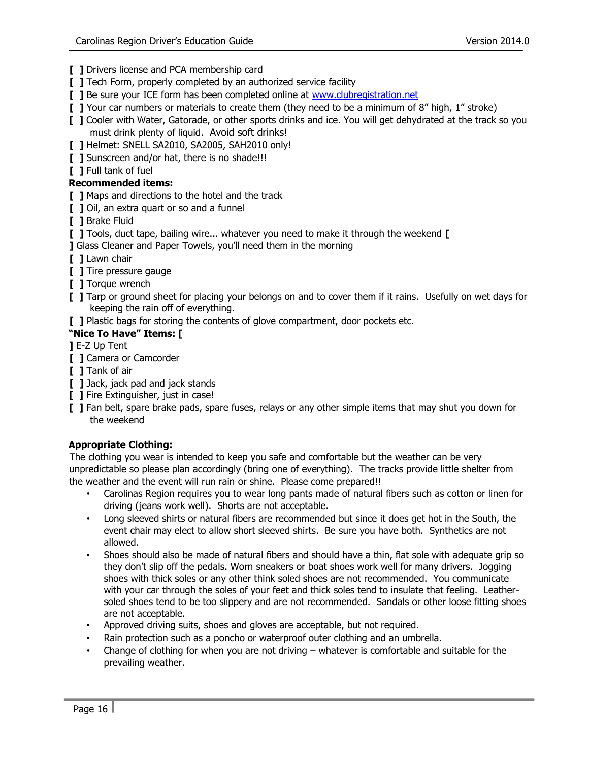[ ] Drivers license and PCA membership card
[ ] Tech Form, properly completed by an authorized service facility
[ ] Be sure your ICE form has been completed online at www.clubregistration.net
[ ] Your car numbers or materials to create them (they need to be a minimum of 8" high, 1" stroke)
[ ] Cooler with Water, Gatorade, or other sports drinks and ice. You will get dehydrated at the track so you must drink plenty of liquid. Avoid soft drinks!
[ ] Helmet: SNELL SA2010, SA2005, SAH2010 only!
[ ] Sunscreen and/or hat, there is no shade!!!
[ ] Full tank of fuel

**Recommended items:**

[ ] Maps and directions to the hotel and the track
[ ] Oil, an extra quart or so and a funnel
[ ] Brake Fluid
[ ] Tools, duct tape, bailing wire... whatever you need to make it through the weekend
[ ] Glass Cleaner and Paper Towels, you'll need them in the morning
[ ] Lawn chair
[ ] Tire pressure gauge
[ ] Torque wrench
[ ] Tarp or ground sheet for placing your belongs on and to cover them if it rains. Usefully on wet days for keeping the rain off of everything.
[ ] Plastic bags for storing the contents of glove compartment, door pockets etc.

**"Nice To Have" Items:**

[ ] E-Z Up Tent
[ ] Camera or Camcorder
[ ] Tank of air
[ ] Jack, jack pad and jack stands
[ ] Fire Extinguisher, just in case!
[ ] Fan belt, spare brake pads, spare fuses, relays or any other simple items that may shut you down for the weekend

**Appropriate Clothing:**

The clothing you wear is intended to keep you safe and comfortable but the weather can be very unpredictable so please plan accordingly (bring one of everything). The tracks provide little shelter from the weather and the event will run rain or shine. Please come prepared!!

- Carolinas Region requires you to wear long pants made of natural fibers such as cotton or linen for driving (jeans work well). Shorts are not acceptable.
- Long sleeved shirts or natural fibers are recommended but since it does get hot in the South, the event chair may elect to allow short sleeved shirts. Be sure you have both. Synthetics are not allowed.
- Shoes should also be made of natural fibers and should have a thin, flat sole with adequate grip so they don't slip off the pedals. Worn sneakers or boat shoes work well for many drivers. Jogging shoes with thick soles or any other think soled shoes are not recommended. You communicate with your car through the soles of your feet and thick soles tend to insulate that feeling. Leather-soled shoes tend to be too slippery and are not recommended. Sandals or other loose fitting shoes are not acceptable.
- Approved driving suits, shoes and gloves are acceptable, but not required.
- Rain protection such as a poncho or waterproof outer clothing and an umbrella.
- Change of clothing for when you are not driving – whatever is comfortable and suitable for the prevailing weather.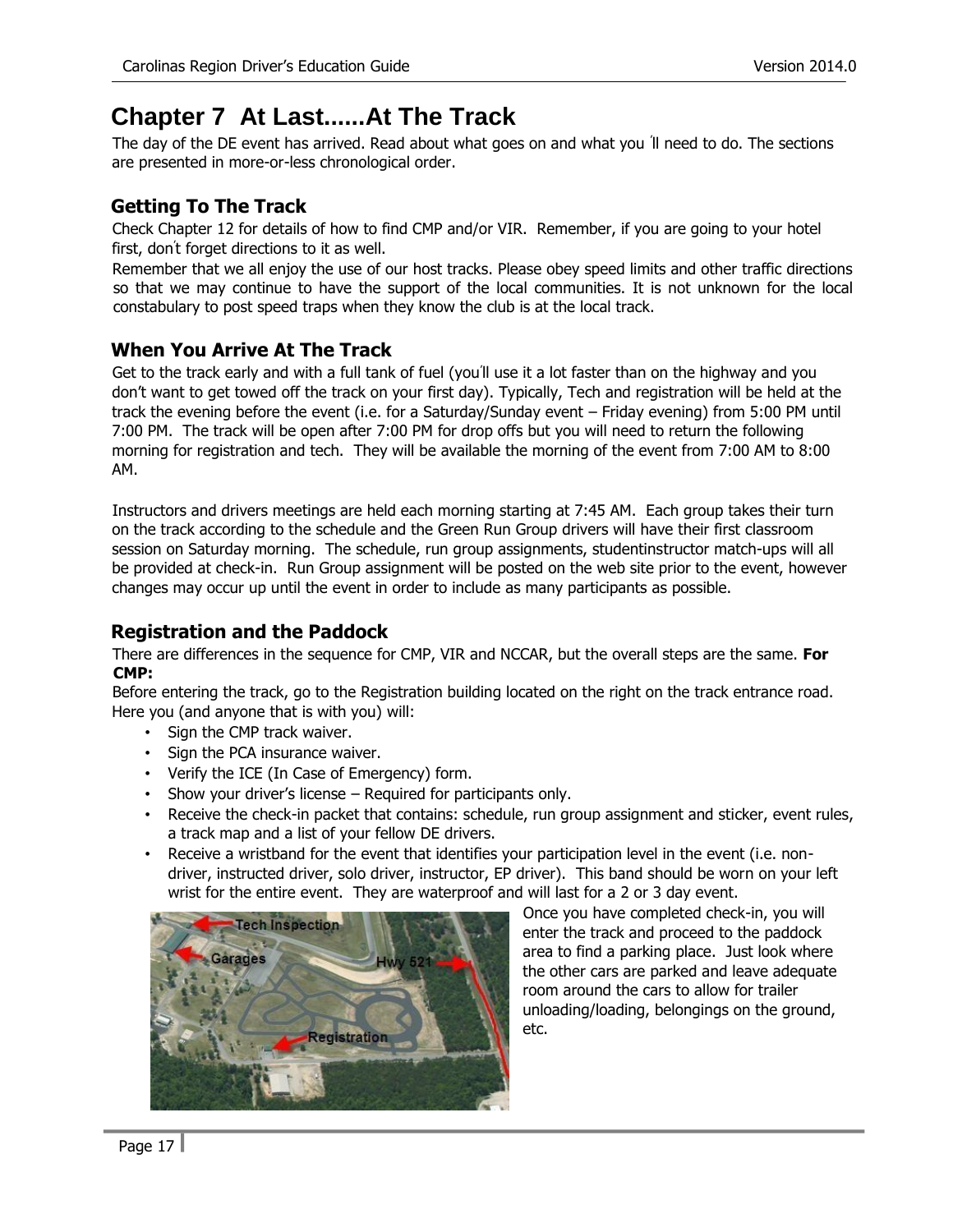# Chapter 7 At Last......At The Track

The day of the DE event has arrived. Read about what goes on and what you 'll need to do. The sections are presented in more-or-less chronological order.

## Getting To The Track

Check Chapter 12 for details of how to find CMP and/or VIR. Remember, if you are going to your hotel first, don't forget directions to it as well.

Remember that we all enjoy the use of our host tracks. Please obey speed limits and other traffic directions so that we may continue to have the support of the local communities. It is not unknown for the local constabulary to post speed traps when they know the club is at the local track.

## When You Arrive At The Track

Get to the track early and with a full tank of fuel (you'll use it a lot faster than on the highway and you don't want to get towed off the track on your first day). Typically, Tech and registration will be held at the track the evening before the event (i.e. for a Saturday/Sunday event – Friday evening) from 5:00 PM until 7:00 PM. The track will be open after 7:00 PM for drop offs but you will need to return the following morning for registration and tech. They will be available the morning of the event from 7:00 AM to 8:00 AM.

Instructors and drivers meetings are held each morning starting at 7:45 AM. Each group takes their turn on the track according to the schedule and the Green Run Group drivers will have their first classroom session on Saturday morning. The schedule, run group assignments, studentinstructor match-ups will all be provided at check-in. Run Group assignment will be posted on the web site prior to the event, however changes may occur up until the event in order to include as many participants as possible.

## Registration and the Paddock

There are differences in the sequence for CMP, VIR and NCCAR, but the overall steps are the same. **For CMP:**

Before entering the track, go to the Registration building located on the right on the track entrance road. Here you (and anyone that is with you) will:

- Sign the CMP track waiver.
- Sign the PCA insurance waiver.
- Verify the ICE (In Case of Emergency) form.
- Show your driver's license – Required for participants only.
- Receive the check-in packet that contains: schedule, run group assignment and sticker, event rules, a track map and a list of your fellow DE drivers.
- Receive a wristband for the event that identifies your participation level in the event (i.e. non-driver, instructed driver, solo driver, instructor, EP driver). This band should be worn on your left wrist for the entire event. They are waterproof and will last for a 2 or 3 day event.

Once you have completed check-in, you will enter the track and proceed to the paddock area to find a parking place. Just look where the other cars are parked and leave adequate room around the cars to allow for trailer unloading/loading, belongings on the ground, etc.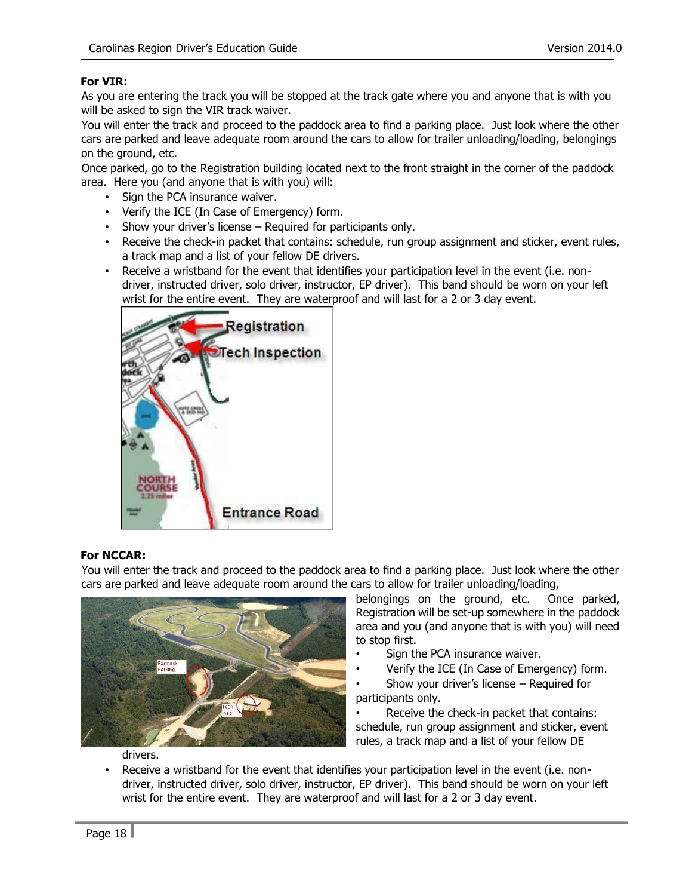**For VIR:**

As you are entering the track you will be stopped at the track gate where you and anyone that is with you will be asked to sign the VIR track waiver.

You will enter the track and proceed to the paddock area to find a parking place. Just look where the other cars are parked and leave adequate room around the cars to allow for trailer unloading/loading, belongings on the ground, etc.

Once parked, go to the Registration building located next to the front straight in the corner of the paddock area. Here you (and anyone that is with you) will:

- Sign the PCA insurance waiver.
- Verify the ICE (In Case of Emergency) form.
- Show your driver's license – Required for participants only.
- Receive the check-in packet that contains: schedule, run group assignment and sticker, event rules, a track map and a list of your fellow DE drivers.
- Receive a wristband for the event that identifies your participation level in the event (i.e. non-driver, instructed driver, solo driver, instructor, EP driver). This band should be worn on your left wrist for the entire event. They are waterproof and will last for a 2 or 3 day event.

**For NCCAR:**

You will enter the track and proceed to the paddock area to find a parking place. Just look where the other cars are parked and leave adequate room around the cars to allow for trailer unloading/loading, belongings on the ground, etc. Once parked, Registration will be set-up somewhere in the paddock area and you (and anyone that is with you) will need to stop first.

- Sign the PCA insurance waiver.
- Verify the ICE (In Case of Emergency) form.
- Show your driver's license – Required for participants only.
- Receive the check-in packet that contains: schedule, run group assignment and sticker, event rules, a track map and a list of your fellow DE drivers.
- Receive a wristband for the event that identifies your participation level in the event (i.e. non-driver, instructed driver, solo driver, instructor, EP driver). This band should be worn on your left wrist for the entire event. They are waterproof and will last for a 2 or 3 day event.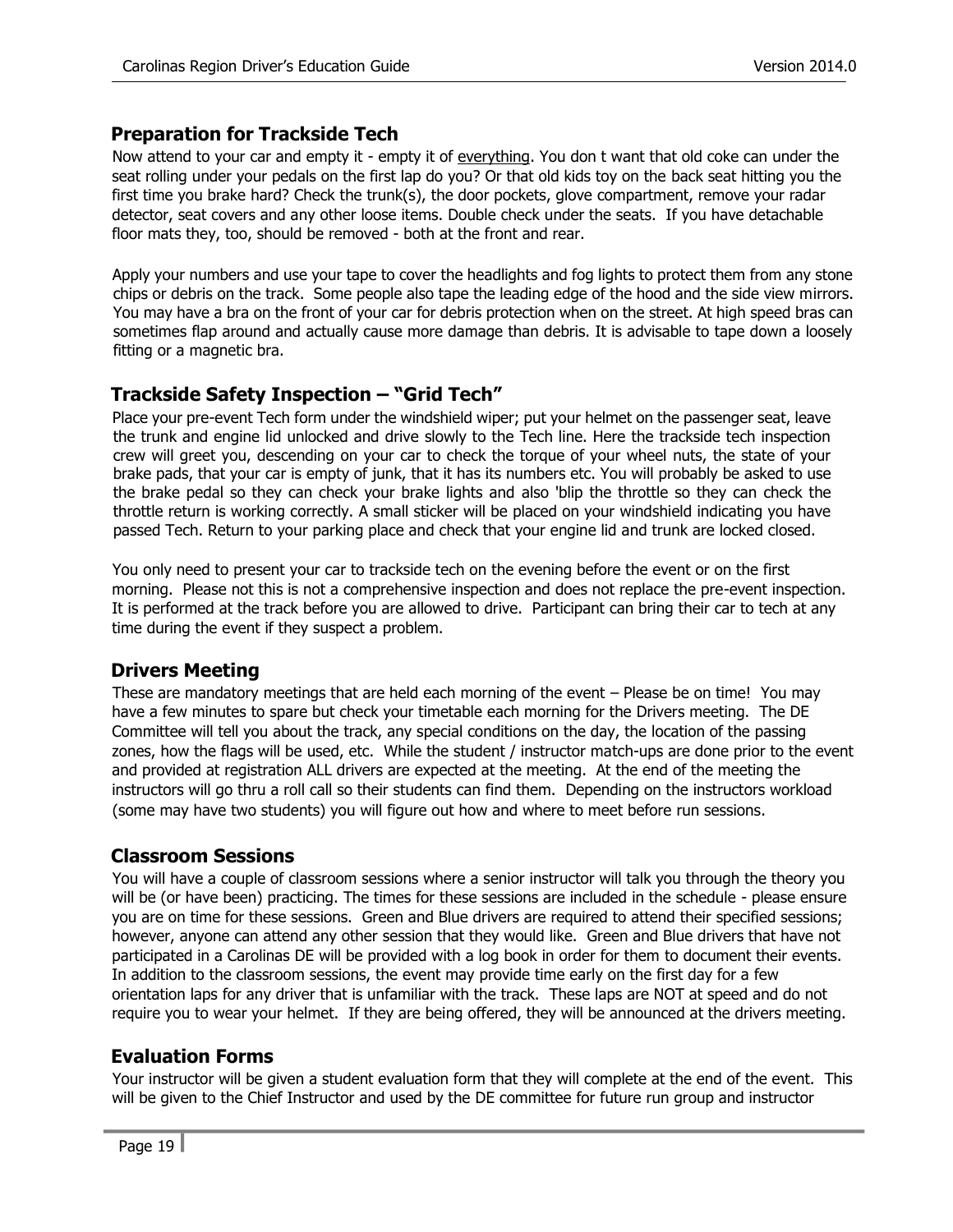## Preparation for Trackside Tech

Now attend to your car and empty it - empty it of everything. You don t want that old coke can under the seat rolling under your pedals on the first lap do you? Or that old kids toy on the back seat hitting you the first time you brake hard? Check the trunk(s), the door pockets, glove compartment, remove your radar detector, seat covers and any other loose items. Double check under the seats. If you have detachable floor mats they, too, should be removed - both at the front and rear.

Apply your numbers and use your tape to cover the headlights and fog lights to protect them from any stone chips or debris on the track. Some people also tape the leading edge of the hood and the side view mirrors. You may have a bra on the front of your car for debris protection when on the street. At high speed bras can sometimes flap around and actually cause more damage than debris. It is advisable to tape down a loosely fitting or a magnetic bra.

## Trackside Safety Inspection – “Grid Tech”

Place your pre-event Tech form under the windshield wiper; put your helmet on the passenger seat, leave the trunk and engine lid unlocked and drive slowly to the Tech line. Here the trackside tech inspection crew will greet you, descending on your car to check the torque of your wheel nuts, the state of your brake pads, that your car is empty of junk, that it has its numbers etc. You will probably be asked to use the brake pedal so they can check your brake lights and also 'blip the throttle so they can check the throttle return is working correctly. A small sticker will be placed on your windshield indicating you have passed Tech. Return to your parking place and check that your engine lid and trunk are locked closed.

You only need to present your car to trackside tech on the evening before the event or on the first morning. Please not this is not a comprehensive inspection and does not replace the pre-event inspection. It is performed at the track before you are allowed to drive. Participant can bring their car to tech at any time during the event if they suspect a problem.

## Drivers Meeting

These are mandatory meetings that are held each morning of the event – Please be on time! You may have a few minutes to spare but check your timetable each morning for the Drivers meeting. The DE Committee will tell you about the track, any special conditions on the day, the location of the passing zones, how the flags will be used, etc. While the student / instructor match-ups are done prior to the event and provided at registration ALL drivers are expected at the meeting. At the end of the meeting the instructors will go thru a roll call so their students can find them. Depending on the instructors workload (some may have two students) you will figure out how and where to meet before run sessions.

## Classroom Sessions

You will have a couple of classroom sessions where a senior instructor will talk you through the theory you will be (or have been) practicing. The times for these sessions are included in the schedule - please ensure you are on time for these sessions. Green and Blue drivers are required to attend their specified sessions; however, anyone can attend any other session that they would like. Green and Blue drivers that have not participated in a Carolinas DE will be provided with a log book in order for them to document their events. In addition to the classroom sessions, the event may provide time early on the first day for a few orientation laps for any driver that is unfamiliar with the track. These laps are NOT at speed and do not require you to wear your helmet. If they are being offered, they will be announced at the drivers meeting.

## Evaluation Forms

Your instructor will be given a student evaluation form that they will complete at the end of the event. This will be given to the Chief Instructor and used by the DE committee for future run group and instructor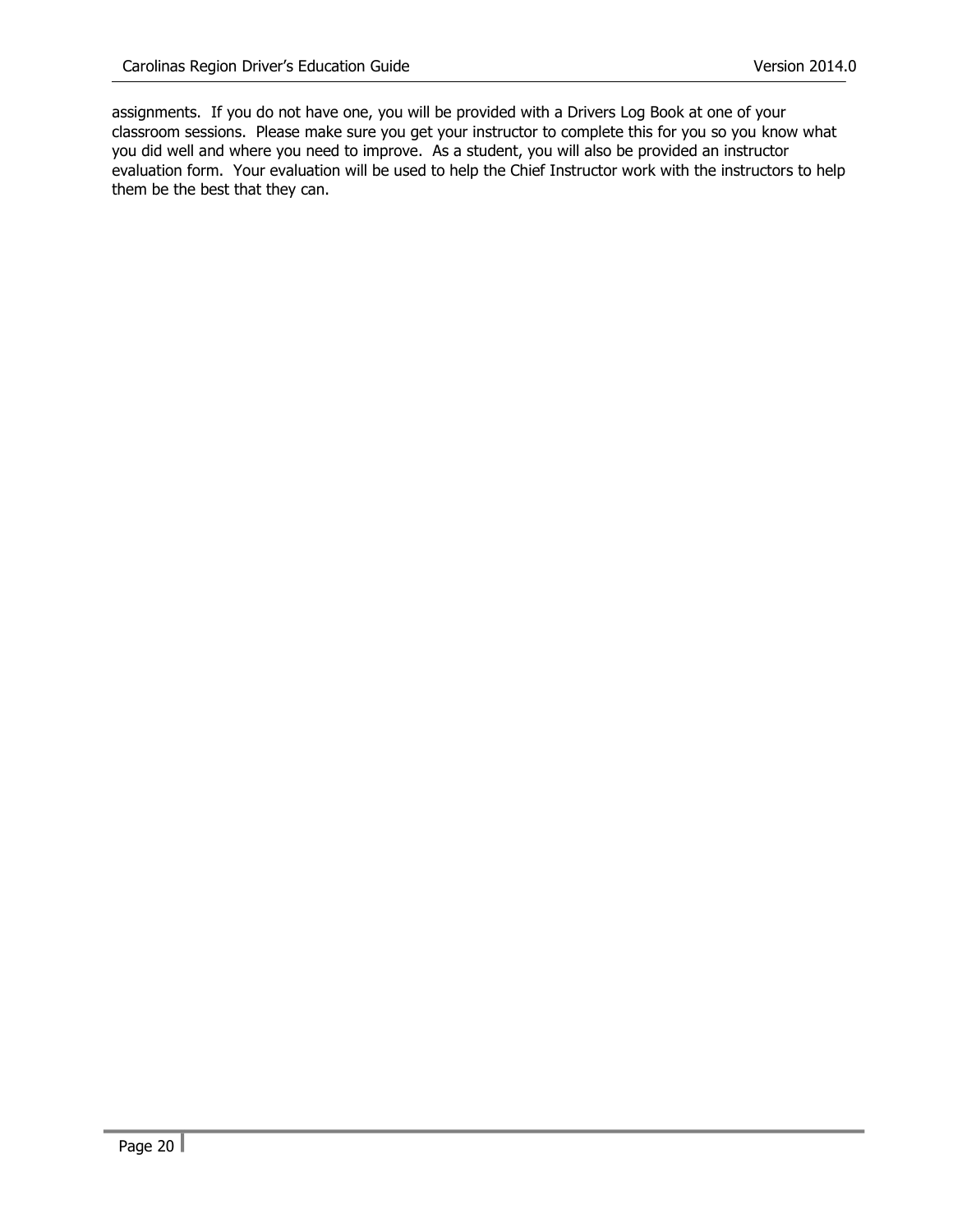assignments. If you do not have one, you will be provided with a Drivers Log Book at one of your classroom sessions. Please make sure you get your instructor to complete this for you so you know what you did well and where you need to improve. As a student, you will also be provided an instructor evaluation form. Your evaluation will be used to help the Chief Instructor work with the instructors to help them be the best that they can.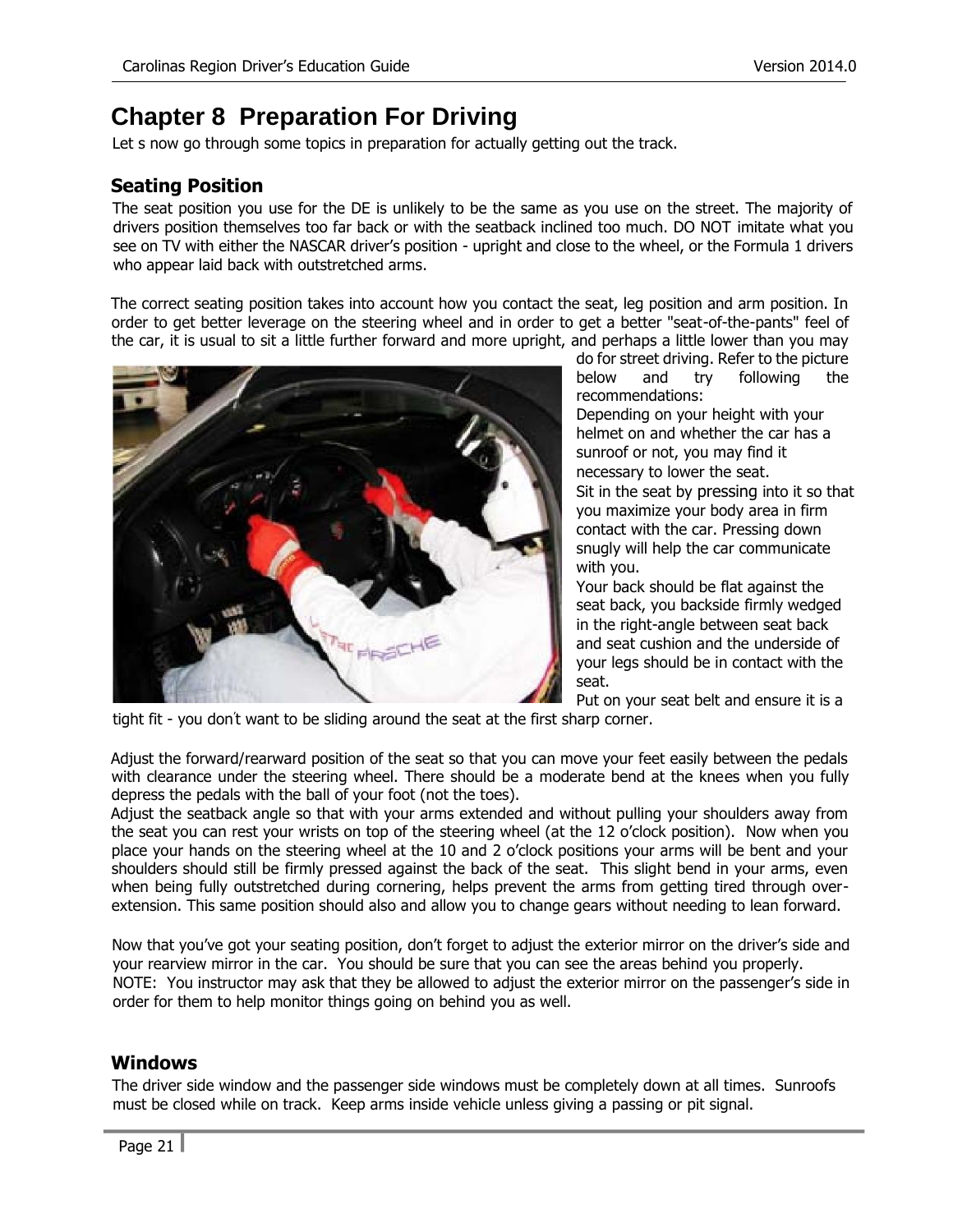# Chapter 8 Preparation For Driving

Let s now go through some topics in preparation for actually getting out the track.

## Seating Position

The seat position you use for the DE is unlikely to be the same as you use on the street. The majority of drivers position themselves too far back or with the seatback inclined too much. DO NOT imitate what you see on TV with either the NASCAR driver's position - upright and close to the wheel, or the Formula 1 drivers who appear laid back with outstretched arms.

The correct seating position takes into account how you contact the seat, leg position and arm position. In order to get better leverage on the steering wheel and in order to get a better "seat-of-the-pants" feel of the car, it is usual to sit a little further forward and more upright, and perhaps a little lower than you may do for street driving. Refer to the picture below and try following the recommendations:

Depending on your height with your helmet on and whether the car has a sunroof or not, you may find it necessary to lower the seat.

Sit in the seat by pressing into it so that you maximize your body area in firm contact with the car. Pressing down snugly will help the car communicate with you.

Your back should be flat against the seat back, you backside firmly wedged in the right-angle between seat back and seat cushion and the underside of your legs should be in contact with the seat.

Put on your seat belt and ensure it is a tight fit - you don't want to be sliding around the seat at the first sharp corner.

Adjust the forward/rearward position of the seat so that you can move your feet easily between the pedals with clearance under the steering wheel. There should be a moderate bend at the knees when you fully depress the pedals with the ball of your foot (not the toes).

Adjust the seatback angle so that with your arms extended and without pulling your shoulders away from the seat you can rest your wrists on top of the steering wheel (at the 12 o'clock position). Now when you place your hands on the steering wheel at the 10 and 2 o'clock positions your arms will be bent and your shoulders should still be firmly pressed against the back of the seat. This slight bend in your arms, even when being fully outstretched during cornering, helps prevent the arms from getting tired through over-extension. This same position should also and allow you to change gears without needing to lean forward.

Now that you've got your seating position, don't forget to adjust the exterior mirror on the driver's side and your rearview mirror in the car. You should be sure that you can see the areas behind you properly.

NOTE: You instructor may ask that they be allowed to adjust the exterior mirror on the passenger's side in order for them to help monitor things going on behind you as well.

## Windows

The driver side window and the passenger side windows must be completely down at all times. Sunroofs must be closed while on track. Keep arms inside vehicle unless giving a passing or pit signal.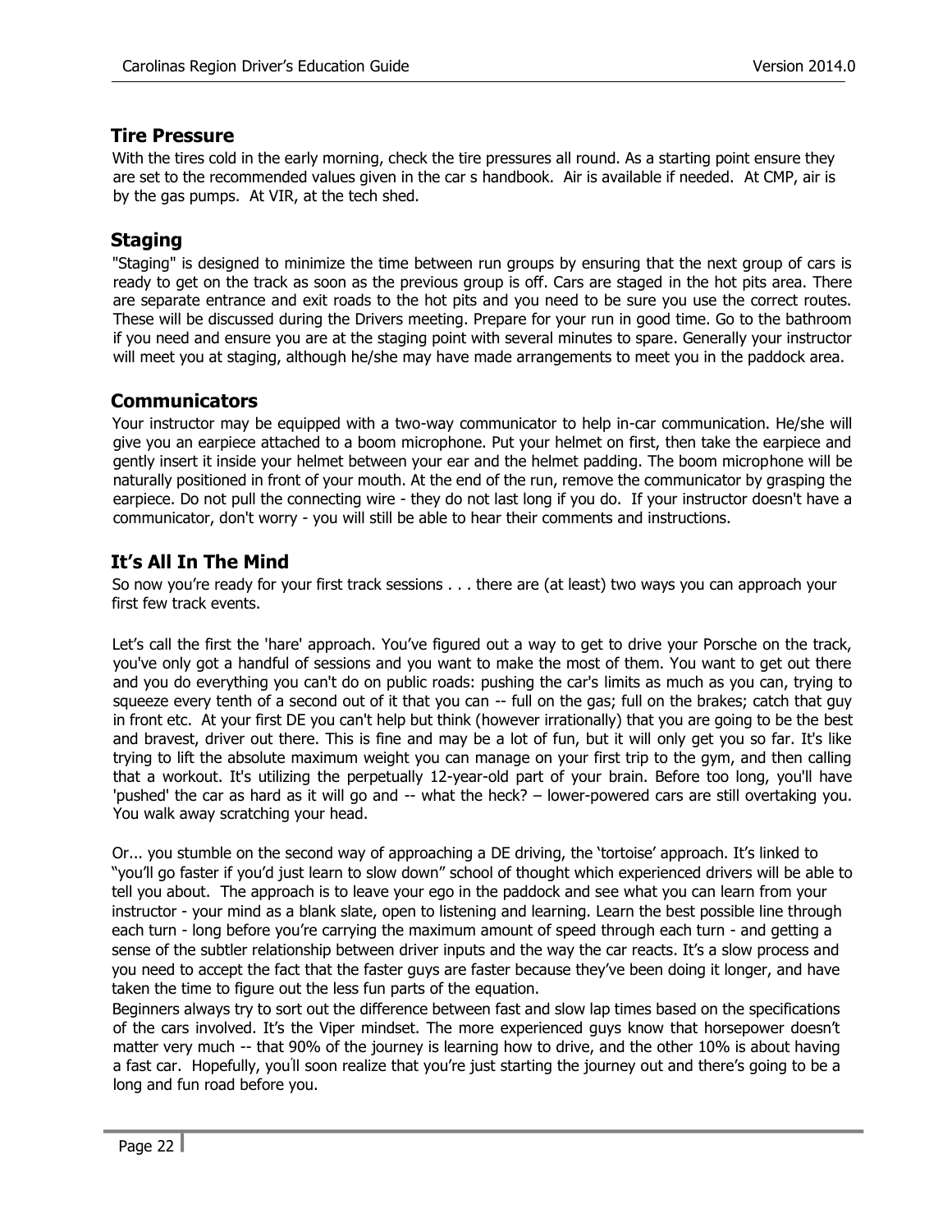## Tire Pressure

With the tires cold in the early morning, check the tire pressures all round. As a starting point ensure they are set to the recommended values given in the car s handbook. Air is available if needed. At CMP, air is by the gas pumps. At VIR, at the tech shed.

## Staging

"Staging" is designed to minimize the time between run groups by ensuring that the next group of cars is ready to get on the track as soon as the previous group is off. Cars are staged in the hot pits area. There are separate entrance and exit roads to the hot pits and you need to be sure you use the correct routes. These will be discussed during the Drivers meeting. Prepare for your run in good time. Go to the bathroom if you need and ensure you are at the staging point with several minutes to spare. Generally your instructor will meet you at staging, although he/she may have made arrangements to meet you in the paddock area.

## Communicators

Your instructor may be equipped with a two-way communicator to help in-car communication. He/she will give you an earpiece attached to a boom microphone. Put your helmet on first, then take the earpiece and gently insert it inside your helmet between your ear and the helmet padding. The boom microphone will be naturally positioned in front of your mouth. At the end of the run, remove the communicator by grasping the earpiece. Do not pull the connecting wire - they do not last long if you do. If your instructor doesn't have a communicator, don't worry - you will still be able to hear their comments and instructions.

## It's All In The Mind

So now you're ready for your first track sessions . . . there are (at least) two ways you can approach your first few track events.

Let's call the first the 'hare' approach. You've figured out a way to get to drive your Porsche on the track, you've only got a handful of sessions and you want to make the most of them. You want to get out there and you do everything you can't do on public roads: pushing the car's limits as much as you can, trying to squeeze every tenth of a second out of it that you can -- full on the gas; full on the brakes; catch that guy in front etc. At your first DE you can't help but think (however irrationally) that you are going to be the best and bravest, driver out there. This is fine and may be a lot of fun, but it will only get you so far. It's like trying to lift the absolute maximum weight you can manage on your first trip to the gym, and then calling that a workout. It's utilizing the perpetually 12-year-old part of your brain. Before too long, you'll have 'pushed' the car as hard as it will go and -- what the heck? – lower-powered cars are still overtaking you. You walk away scratching your head.

Or... you stumble on the second way of approaching a DE driving, the 'tortoise' approach. It's linked to "you'll go faster if you'd just learn to slow down" school of thought which experienced drivers will be able to tell you about. The approach is to leave your ego in the paddock and see what you can learn from your instructor - your mind as a blank slate, open to listening and learning. Learn the best possible line through each turn - long before you're carrying the maximum amount of speed through each turn - and getting a sense of the subtler relationship between driver inputs and the way the car reacts. It's a slow process and you need to accept the fact that the faster guys are faster because they've been doing it longer, and have taken the time to figure out the less fun parts of the equation.

Beginners always try to sort out the difference between fast and slow lap times based on the specifications of the cars involved. It's the Viper mindset. The more experienced guys know that horsepower doesn't matter very much -- that 90% of the journey is learning how to drive, and the other 10% is about having a fast car. Hopefully, you'll soon realize that you're just starting the journey out and there's going to be a long and fun road before you.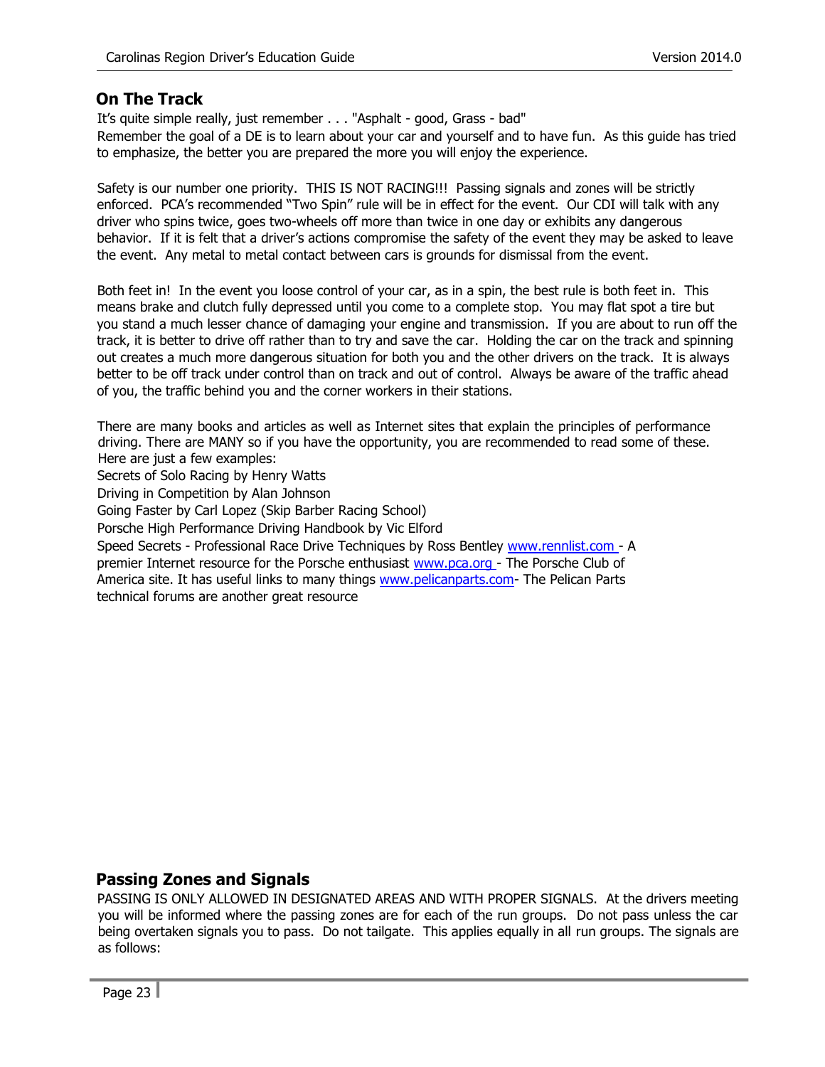## On The Track

It's quite simple really, just remember . . . "Asphalt - good, Grass - bad"
Remember the goal of a DE is to learn about your car and yourself and to have fun. As this guide has tried to emphasize, the better you are prepared the more you will enjoy the experience.

Safety is our number one priority. THIS IS NOT RACING!!! Passing signals and zones will be strictly enforced. PCA's recommended "Two Spin" rule will be in effect for the event. Our CDI will talk with any driver who spins twice, goes two-wheels off more than twice in one day or exhibits any dangerous behavior. If it is felt that a driver's actions compromise the safety of the event they may be asked to leave the event. Any metal to metal contact between cars is grounds for dismissal from the event.

Both feet in! In the event you loose control of your car, as in a spin, the best rule is both feet in. This means brake and clutch fully depressed until you come to a complete stop. You may flat spot a tire but you stand a much lesser chance of damaging your engine and transmission. If you are about to run off the track, it is better to drive off rather than to try and save the car. Holding the car on the track and spinning out creates a much more dangerous situation for both you and the other drivers on the track. It is always better to be off track under control than on track and out of control. Always be aware of the traffic ahead of you, the traffic behind you and the corner workers in their stations.

There are many books and articles as well as Internet sites that explain the principles of performance driving. There are MANY so if you have the opportunity, you are recommended to read some of these. Here are just a few examples:
Secrets of Solo Racing by Henry Watts
Driving in Competition by Alan Johnson
Going Faster by Carl Lopez (Skip Barber Racing School)
Porsche High Performance Driving Handbook by Vic Elford
Speed Secrets - Professional Race Drive Techniques by Ross Bentley www.rennlist.com - A premier Internet resource for the Porsche enthusiast www.pca.org - The Porsche Club of America site. It has useful links to many things www.pelicanparts.com- The Pelican Parts technical forums are another great resource

## Passing Zones and Signals

PASSING IS ONLY ALLOWED IN DESIGNATED AREAS AND WITH PROPER SIGNALS. At the drivers meeting you will be informed where the passing zones are for each of the run groups. Do not pass unless the car being overtaken signals you to pass. Do not tailgate. This applies equally in all run groups. The signals are as follows: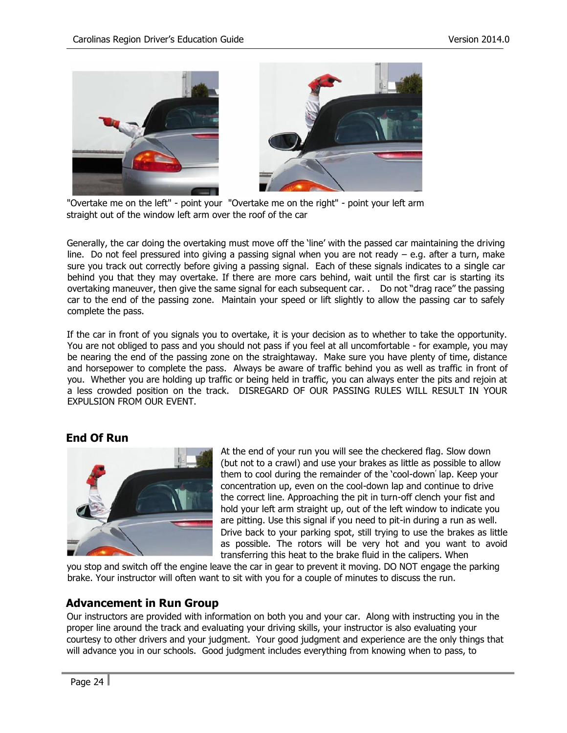"Overtake me on the left" - point your straight out of the window

"Overtake me on the right" - point your left arm left arm over the roof of the car

Generally, the car doing the overtaking must move off the 'line' with the passed car maintaining the driving line. Do not feel pressured into giving a passing signal when you are not ready – e.g. after a turn, make sure you track out correctly before giving a passing signal. Each of these signals indicates to a single car behind you that they may overtake. If there are more cars behind, wait until the first car is starting its overtaking maneuver, then give the same signal for each subsequent car. . Do not "drag race" the passing car to the end of the passing zone. Maintain your speed or lift slightly to allow the passing car to safely complete the pass.

If the car in front of you signals you to overtake, it is your decision as to whether to take the opportunity. You are not obliged to pass and you should not pass if you feel at all uncomfortable - for example, you may be nearing the end of the passing zone on the straightaway. Make sure you have plenty of time, distance and horsepower to complete the pass. Always be aware of traffic behind you as well as traffic in front of you. Whether you are holding up traffic or being held in traffic, you can always enter the pits and rejoin at a less crowded position on the track. DISREGARD OF OUR PASSING RULES WILL RESULT IN YOUR EXPULSION FROM OUR EVENT.

## End Of Run

At the end of your run you will see the checkered flag. Slow down (but not to a crawl) and use your brakes as little as possible to allow them to cool during the remainder of the 'cool-down' lap. Keep your concentration up, even on the cool-down lap and continue to drive the correct line. Approaching the pit in turn-off clench your fist and hold your left arm straight up, out of the left window to indicate you are pitting. Use this signal if you need to pit-in during a run as well. Drive back to your parking spot, still trying to use the brakes as little as possible. The rotors will be very hot and you want to avoid transferring this heat to the brake fluid in the calipers. When you stop and switch off the engine leave the car in gear to prevent it moving. DO NOT engage the parking brake. Your instructor will often want to sit with you for a couple of minutes to discuss the run.

## Advancement in Run Group

Our instructors are provided with information on both you and your car. Along with instructing you in the proper line around the track and evaluating your driving skills, your instructor is also evaluating your courtesy to other drivers and your judgment. Your good judgment and experience are the only things that will advance you in our schools. Good judgment includes everything from knowing when to pass, to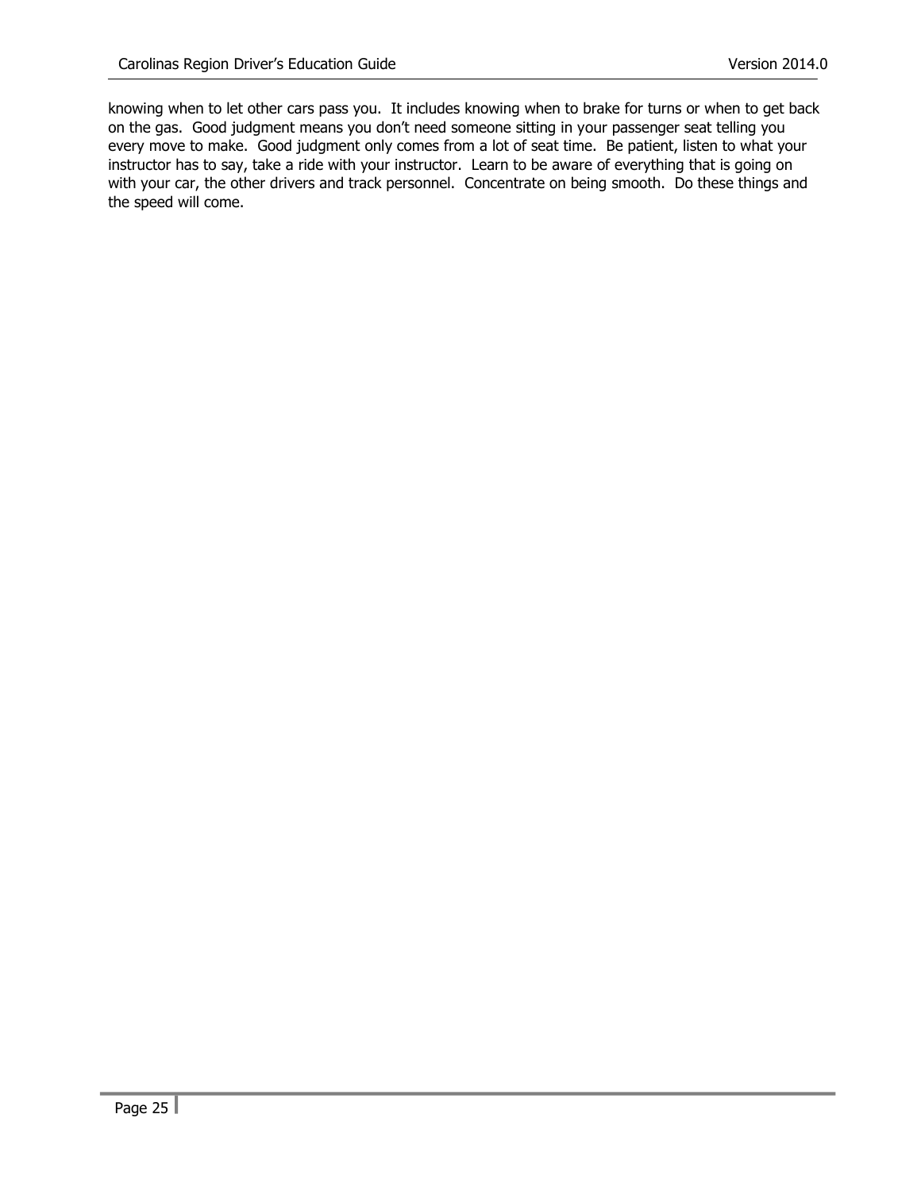knowing when to let other cars pass you. It includes knowing when to brake for turns or when to get back on the gas. Good judgment means you don't need someone sitting in your passenger seat telling you every move to make. Good judgment only comes from a lot of seat time. Be patient, listen to what your instructor has to say, take a ride with your instructor. Learn to be aware of everything that is going on with your car, the other drivers and track personnel. Concentrate on being smooth. Do these things and the speed will come.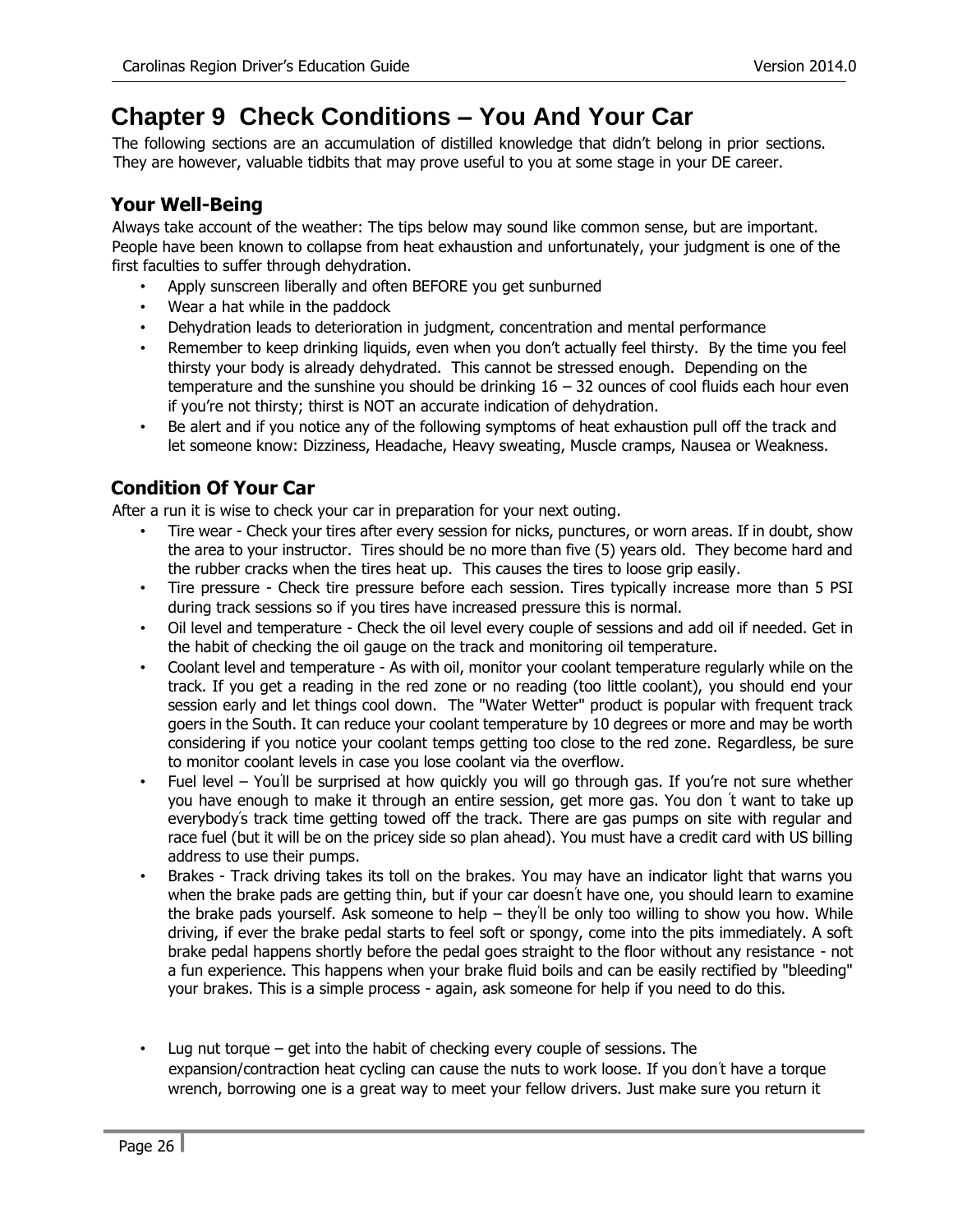# Chapter 9 Check Conditions – You And Your Car

The following sections are an accumulation of distilled knowledge that didn't belong in prior sections. They are however, valuable tidbits that may prove useful to you at some stage in your DE career.

## Your Well-Being

Always take account of the weather: The tips below may sound like common sense, but are important. People have been known to collapse from heat exhaustion and unfortunately, your judgment is one of the first faculties to suffer through dehydration.

- Apply sunscreen liberally and often BEFORE you get sunburned
- Wear a hat while in the paddock
- Dehydration leads to deterioration in judgment, concentration and mental performance
- Remember to keep drinking liquids, even when you don't actually feel thirsty. By the time you feel thirsty your body is already dehydrated. This cannot be stressed enough. Depending on the temperature and the sunshine you should be drinking 16 – 32 ounces of cool fluids each hour even if you're not thirsty; thirst is NOT an accurate indication of dehydration.
- Be alert and if you notice any of the following symptoms of heat exhaustion pull off the track and let someone know: Dizziness, Headache, Heavy sweating, Muscle cramps, Nausea or Weakness.

## Condition Of Your Car

After a run it is wise to check your car in preparation for your next outing.

- Tire wear - Check your tires after every session for nicks, punctures, or worn areas. If in doubt, show the area to your instructor. Tires should be no more than five (5) years old. They become hard and the rubber cracks when the tires heat up. This causes the tires to loose grip easily.
- Tire pressure - Check tire pressure before each session. Tires typically increase more than 5 PSI during track sessions so if you tires have increased pressure this is normal.
- Oil level and temperature - Check the oil level every couple of sessions and add oil if needed. Get in the habit of checking the oil gauge on the track and monitoring oil temperature.
- Coolant level and temperature - As with oil, monitor your coolant temperature regularly while on the track. If you get a reading in the red zone or no reading (too little coolant), you should end your session early and let things cool down. The "Water Wetter" product is popular with frequent track goers in the South. It can reduce your coolant temperature by 10 degrees or more and may be worth considering if you notice your coolant temps getting too close to the red zone. Regardless, be sure to monitor coolant levels in case you lose coolant via the overflow.
- Fuel level – You'll be surprised at how quickly you will go through gas. If you're not sure whether you have enough to make it through an entire session, get more gas. You don't want to take up everybody's track time getting towed off the track. There are gas pumps on site with regular and race fuel (but it will be on the pricey side so plan ahead). You must have a credit card with US billing address to use their pumps.
- Brakes - Track driving takes its toll on the brakes. You may have an indicator light that warns you when the brake pads are getting thin, but if your car doesn't have one, you should learn to examine the brake pads yourself. Ask someone to help – they'll be only too willing to show you how. While driving, if ever the brake pedal starts to feel soft or spongy, come into the pits immediately. A soft brake pedal happens shortly before the pedal goes straight to the floor without any resistance - not a fun experience. This happens when your brake fluid boils and can be easily rectified by "bleeding" your brakes. This is a simple process - again, ask someone for help if you need to do this.
- Lug nut torque – get into the habit of checking every couple of sessions. The expansion/contraction heat cycling can cause the nuts to work loose. If you don't have a torque wrench, borrowing one is a great way to meet your fellow drivers. Just make sure you return it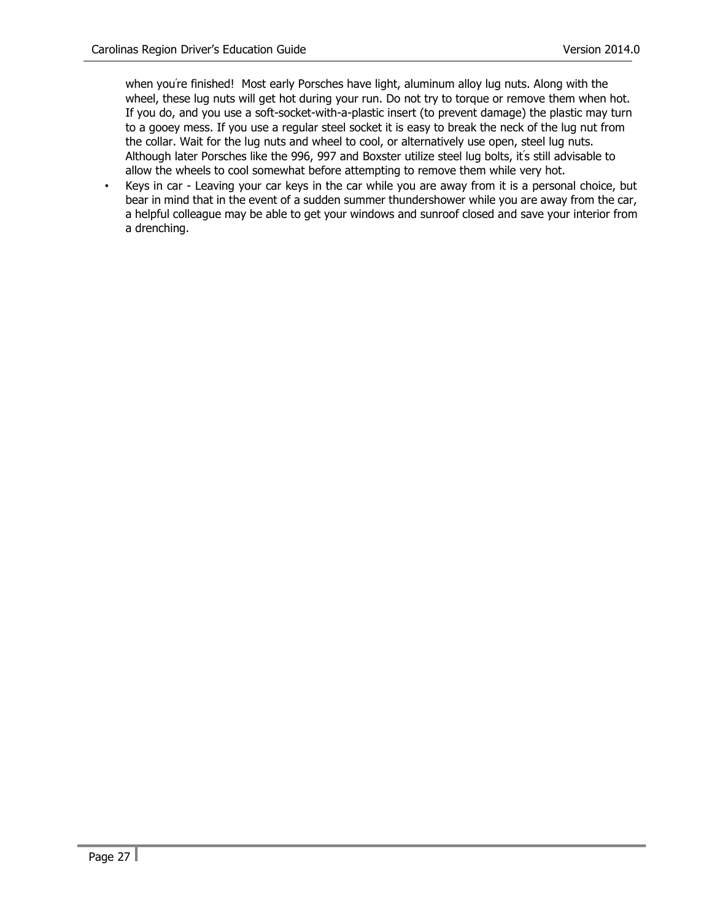when you're finished! Most early Porsches have light, aluminum alloy lug nuts. Along with the wheel, these lug nuts will get hot during your run. Do not try to torque or remove them when hot. If you do, and you use a soft-socket-with-a-plastic insert (to prevent damage) the plastic may turn to a gooey mess. If you use a regular steel socket it is easy to break the neck of the lug nut from the collar. Wait for the lug nuts and wheel to cool, or alternatively use open, steel lug nuts. Although later Porsches like the 996, 997 and Boxster utilize steel lug bolts, it's still advisable to allow the wheels to cool somewhat before attempting to remove them while very hot.

- Keys in car - Leaving your car keys in the car while you are away from it is a personal choice, but bear in mind that in the event of a sudden summer thundershower while you are away from the car, a helpful colleague may be able to get your windows and sunroof closed and save your interior from a drenching.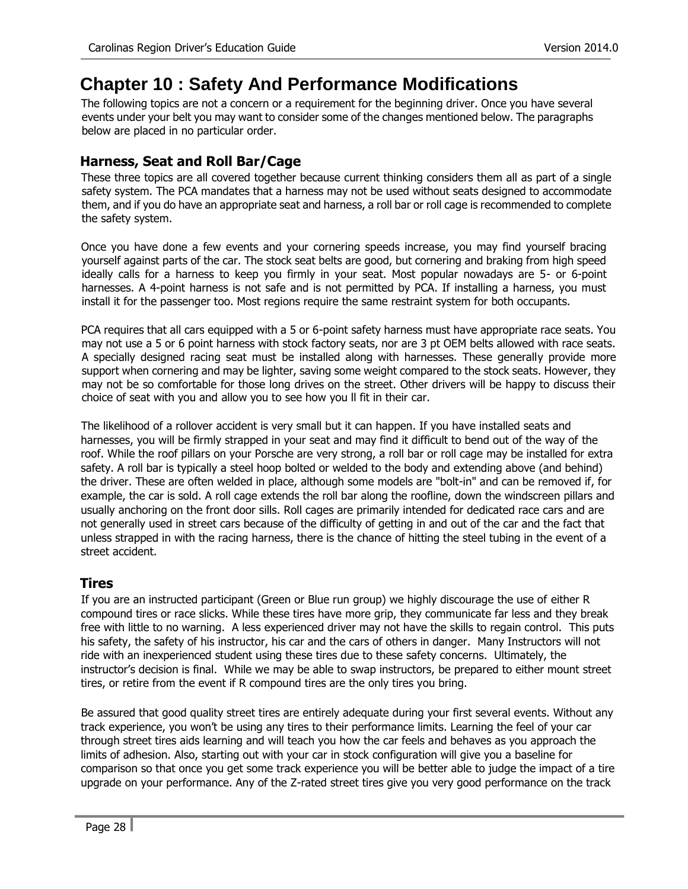# Chapter 10 : Safety And Performance Modifications

The following topics are not a concern or a requirement for the beginning driver. Once you have several events under your belt you may want to consider some of the changes mentioned below. The paragraphs below are placed in no particular order.

## Harness, Seat and Roll Bar/Cage

These three topics are all covered together because current thinking considers them all as part of a single safety system. The PCA mandates that a harness may not be used without seats designed to accommodate them, and if you do have an appropriate seat and harness, a roll bar or roll cage is recommended to complete the safety system.

Once you have done a few events and your cornering speeds increase, you may find yourself bracing yourself against parts of the car. The stock seat belts are good, but cornering and braking from high speed ideally calls for a harness to keep you firmly in your seat. Most popular nowadays are 5- or 6-point harnesses. A 4-point harness is not safe and is not permitted by PCA. If installing a harness, you must install it for the passenger too. Most regions require the same restraint system for both occupants.

PCA requires that all cars equipped with a 5 or 6-point safety harness must have appropriate race seats. You may not use a 5 or 6 point harness with stock factory seats, nor are 3 pt OEM belts allowed with race seats. A specially designed racing seat must be installed along with harnesses. These generally provide more support when cornering and may be lighter, saving some weight compared to the stock seats. However, they may not be so comfortable for those long drives on the street. Other drivers will be happy to discuss their choice of seat with you and allow you to see how you ll fit in their car.

The likelihood of a rollover accident is very small but it can happen. If you have installed seats and harnesses, you will be firmly strapped in your seat and may find it difficult to bend out of the way of the roof. While the roof pillars on your Porsche are very strong, a roll bar or roll cage may be installed for extra safety. A roll bar is typically a steel hoop bolted or welded to the body and extending above (and behind) the driver. These are often welded in place, although some models are "bolt-in" and can be removed if, for example, the car is sold. A roll cage extends the roll bar along the roofline, down the windscreen pillars and usually anchoring on the front door sills. Roll cages are primarily intended for dedicated race cars and are not generally used in street cars because of the difficulty of getting in and out of the car and the fact that unless strapped in with the racing harness, there is the chance of hitting the steel tubing in the event of a street accident.

## Tires

If you are an instructed participant (Green or Blue run group) we highly discourage the use of either R compound tires or race slicks. While these tires have more grip, they communicate far less and they break free with little to no warning. A less experienced driver may not have the skills to regain control. This puts his safety, the safety of his instructor, his car and the cars of others in danger. Many Instructors will not ride with an inexperienced student using these tires due to these safety concerns. Ultimately, the instructor's decision is final. While we may be able to swap instructors, be prepared to either mount street tires, or retire from the event if R compound tires are the only tires you bring.

Be assured that good quality street tires are entirely adequate during your first several events. Without any track experience, you won't be using any tires to their performance limits. Learning the feel of your car through street tires aids learning and will teach you how the car feels and behaves as you approach the limits of adhesion. Also, starting out with your car in stock configuration will give you a baseline for comparison so that once you get some track experience you will be better able to judge the impact of a tire upgrade on your performance. Any of the Z-rated street tires give you very good performance on the track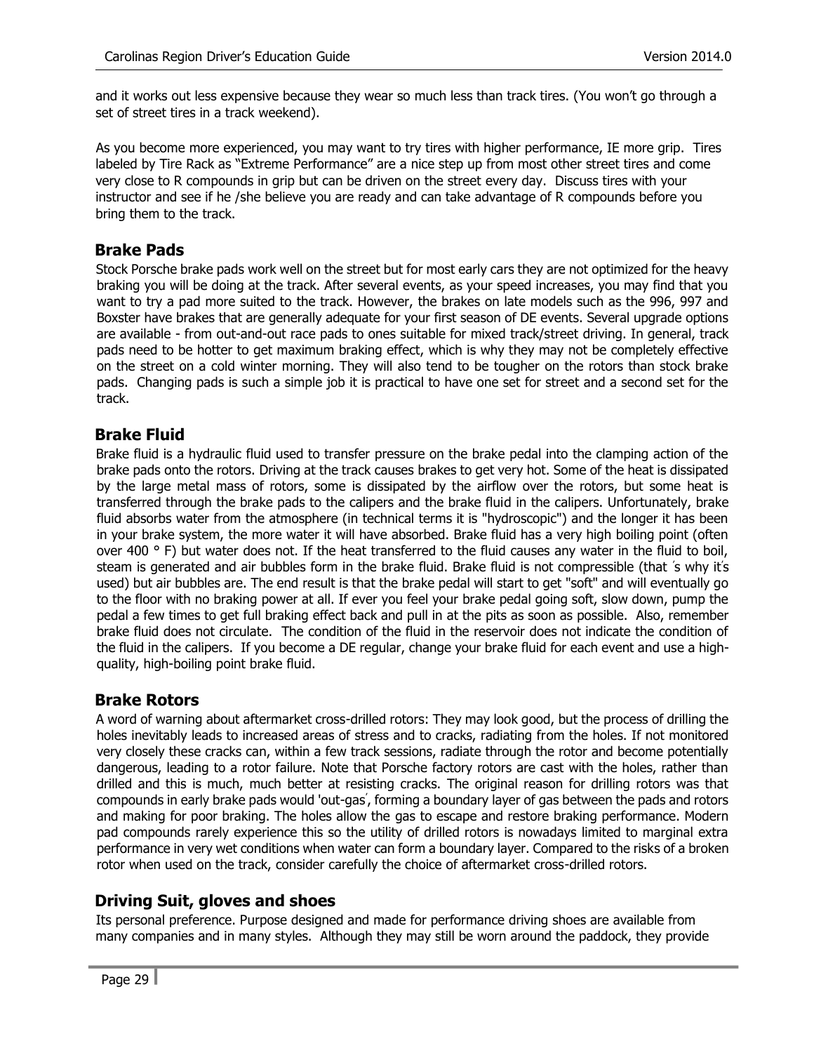and it works out less expensive because they wear so much less than track tires. (You won't go through a set of street tires in a track weekend).

As you become more experienced, you may want to try tires with higher performance, IE more grip. Tires labeled by Tire Rack as "Extreme Performance" are a nice step up from most other street tires and come very close to R compounds in grip but can be driven on the street every day. Discuss tires with your instructor and see if he /she believe you are ready and can take advantage of R compounds before you bring them to the track.

## Brake Pads

Stock Porsche brake pads work well on the street but for most early cars they are not optimized for the heavy braking you will be doing at the track. After several events, as your speed increases, you may find that you want to try a pad more suited to the track. However, the brakes on late models such as the 996, 997 and Boxster have brakes that are generally adequate for your first season of DE events. Several upgrade options are available - from out-and-out race pads to ones suitable for mixed track/street driving. In general, track pads need to be hotter to get maximum braking effect, which is why they may not be completely effective on the street on a cold winter morning. They will also tend to be tougher on the rotors than stock brake pads. Changing pads is such a simple job it is practical to have one set for street and a second set for the track.

## Brake Fluid

Brake fluid is a hydraulic fluid used to transfer pressure on the brake pedal into the clamping action of the brake pads onto the rotors. Driving at the track causes brakes to get very hot. Some of the heat is dissipated by the large metal mass of rotors, some is dissipated by the airflow over the rotors, but some heat is transferred through the brake pads to the calipers and the brake fluid in the calipers. Unfortunately, brake fluid absorbs water from the atmosphere (in technical terms it is "hydroscopic") and the longer it has been in your brake system, the more water it will have absorbed. Brake fluid has a very high boiling point (often over 400 ° F) but water does not. If the heat transferred to the fluid causes any water in the fluid to boil, steam is generated and air bubbles form in the brake fluid. Brake fluid is not compressible (that ́s why it ́s used) but air bubbles are. The end result is that the brake pedal will start to get "soft" and will eventually go to the floor with no braking power at all. If ever you feel your brake pedal going soft, slow down, pump the pedal a few times to get full braking effect back and pull in at the pits as soon as possible. Also, remember brake fluid does not circulate. The condition of the fluid in the reservoir does not indicate the condition of the fluid in the calipers. If you become a DE regular, change your brake fluid for each event and use a high-quality, high-boiling point brake fluid.

## Brake Rotors

A word of warning about aftermarket cross-drilled rotors: They may look good, but the process of drilling the holes inevitably leads to increased areas of stress and to cracks, radiating from the holes. If not monitored very closely these cracks can, within a few track sessions, radiate through the rotor and become potentially dangerous, leading to a rotor failure. Note that Porsche factory rotors are cast with the holes, rather than drilled and this is much, much better at resisting cracks. The original reason for drilling rotors was that compounds in early brake pads would 'out-gas ́, forming a boundary layer of gas between the pads and rotors and making for poor braking. The holes allow the gas to escape and restore braking performance. Modern pad compounds rarely experience this so the utility of drilled rotors is nowadays limited to marginal extra performance in very wet conditions when water can form a boundary layer. Compared to the risks of a broken rotor when used on the track, consider carefully the choice of aftermarket cross-drilled rotors.

## Driving Suit, gloves and shoes

Its personal preference. Purpose designed and made for performance driving shoes are available from many companies and in many styles. Although they may still be worn around the paddock, they provide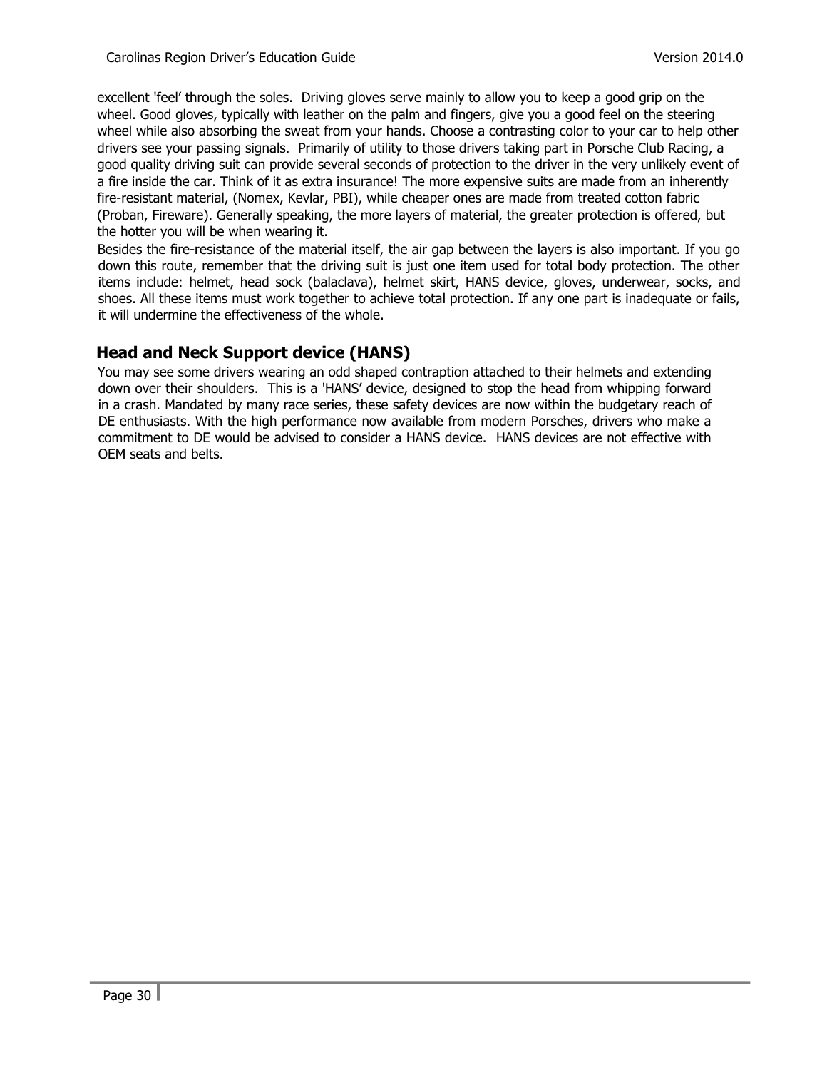excellent 'feel' through the soles. Driving gloves serve mainly to allow you to keep a good grip on the wheel. Good gloves, typically with leather on the palm and fingers, give you a good feel on the steering wheel while also absorbing the sweat from your hands. Choose a contrasting color to your car to help other drivers see your passing signals. Primarily of utility to those drivers taking part in Porsche Club Racing, a good quality driving suit can provide several seconds of protection to the driver in the very unlikely event of a fire inside the car. Think of it as extra insurance! The more expensive suits are made from an inherently fire-resistant material, (Nomex, Kevlar, PBI), while cheaper ones are made from treated cotton fabric (Proban, Fireware). Generally speaking, the more layers of material, the greater protection is offered, but the hotter you will be when wearing it.

Besides the fire-resistance of the material itself, the air gap between the layers is also important. If you go down this route, remember that the driving suit is just one item used for total body protection. The other items include: helmet, head sock (balaclava), helmet skirt, HANS device, gloves, underwear, socks, and shoes. All these items must work together to achieve total protection. If any one part is inadequate or fails, it will undermine the effectiveness of the whole.

## Head and Neck Support device (HANS)

You may see some drivers wearing an odd shaped contraption attached to their helmets and extending down over their shoulders. This is a 'HANS' device, designed to stop the head from whipping forward in a crash. Mandated by many race series, these safety devices are now within the budgetary reach of DE enthusiasts. With the high performance now available from modern Porsches, drivers who make a commitment to DE would be advised to consider a HANS device. HANS devices are not effective with OEM seats and belts.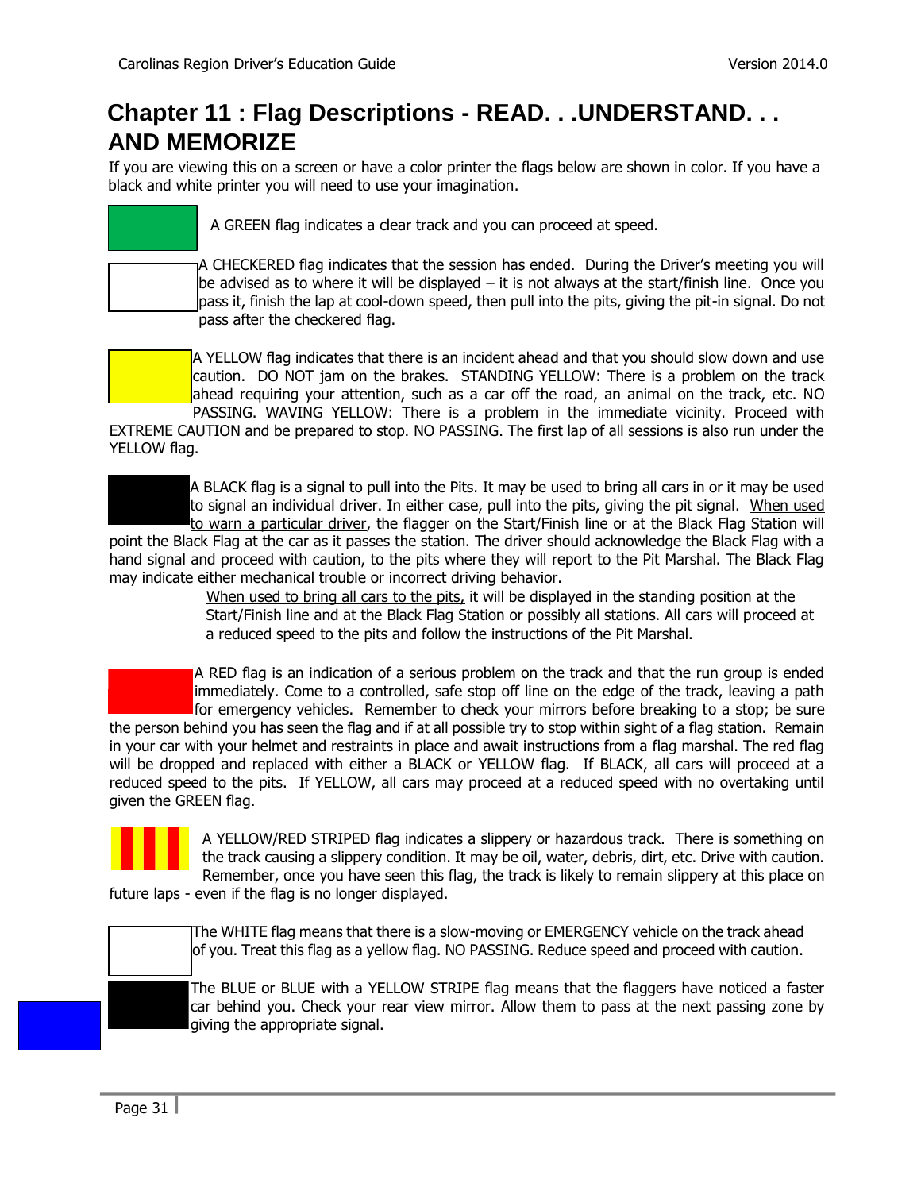# Chapter 11 : Flag Descriptions - READ. . .UNDERSTAND. . . AND MEMORIZE

If you are viewing this on a screen or have a color printer the flags below are shown in color. If you have a black and white printer you will need to use your imagination.

A GREEN flag indicates a clear track and you can proceed at speed.

A CHECKERED flag indicates that the session has ended. During the Driver's meeting you will be advised as to where it will be displayed – it is not always at the start/finish line. Once you pass it, finish the lap at cool-down speed, then pull into the pits, giving the pit-in signal. Do not pass after the checkered flag.

A YELLOW flag indicates that there is an incident ahead and that you should slow down and use caution. DO NOT jam on the brakes. STANDING YELLOW: There is a problem on the track ahead requiring your attention, such as a car off the road, an animal on the track, etc. NO PASSING. WAVING YELLOW: There is a problem in the immediate vicinity. Proceed with EXTREME CAUTION and be prepared to stop. NO PASSING. The first lap of all sessions is also run under the YELLOW flag.

A BLACK flag is a signal to pull into the Pits. It may be used to bring all cars in or it may be used to signal an individual driver. In either case, pull into the pits, giving the pit signal. When used to warn a particular driver, the flagger on the Start/Finish line or at the Black Flag Station will point the Black Flag at the car as it passes the station. The driver should acknowledge the Black Flag with a hand signal and proceed with caution, to the pits where they will report to the Pit Marshal. The Black Flag may indicate either mechanical trouble or incorrect driving behavior.

When used to bring all cars to the pits, it will be displayed in the standing position at the Start/Finish line and at the Black Flag Station or possibly all stations. All cars will proceed at a reduced speed to the pits and follow the instructions of the Pit Marshal.

A RED flag is an indication of a serious problem on the track and that the run group is ended immediately. Come to a controlled, safe stop off line on the edge of the track, leaving a path for emergency vehicles. Remember to check your mirrors before breaking to a stop; be sure the person behind you has seen the flag and if at all possible try to stop within sight of a flag station. Remain in your car with your helmet and restraints in place and await instructions from a flag marshal. The red flag will be dropped and replaced with either a BLACK or YELLOW flag. If BLACK, all cars will proceed at a reduced speed to the pits. If YELLOW, all cars may proceed at a reduced speed with no overtaking until given the GREEN flag.

A YELLOW/RED STRIPED flag indicates a slippery or hazardous track. There is something on the track causing a slippery condition. It may be oil, water, debris, dirt, etc. Drive with caution. Remember, once you have seen this flag, the track is likely to remain slippery at this place on future laps - even if the flag is no longer displayed.

The WHITE flag means that there is a slow-moving or EMERGENCY vehicle on the track ahead of you. Treat this flag as a yellow flag. NO PASSING. Reduce speed and proceed with caution.

The BLUE or BLUE with a YELLOW STRIPE flag means that the flaggers have noticed a faster car behind you. Check your rear view mirror. Allow them to pass at the next passing zone by giving the appropriate signal.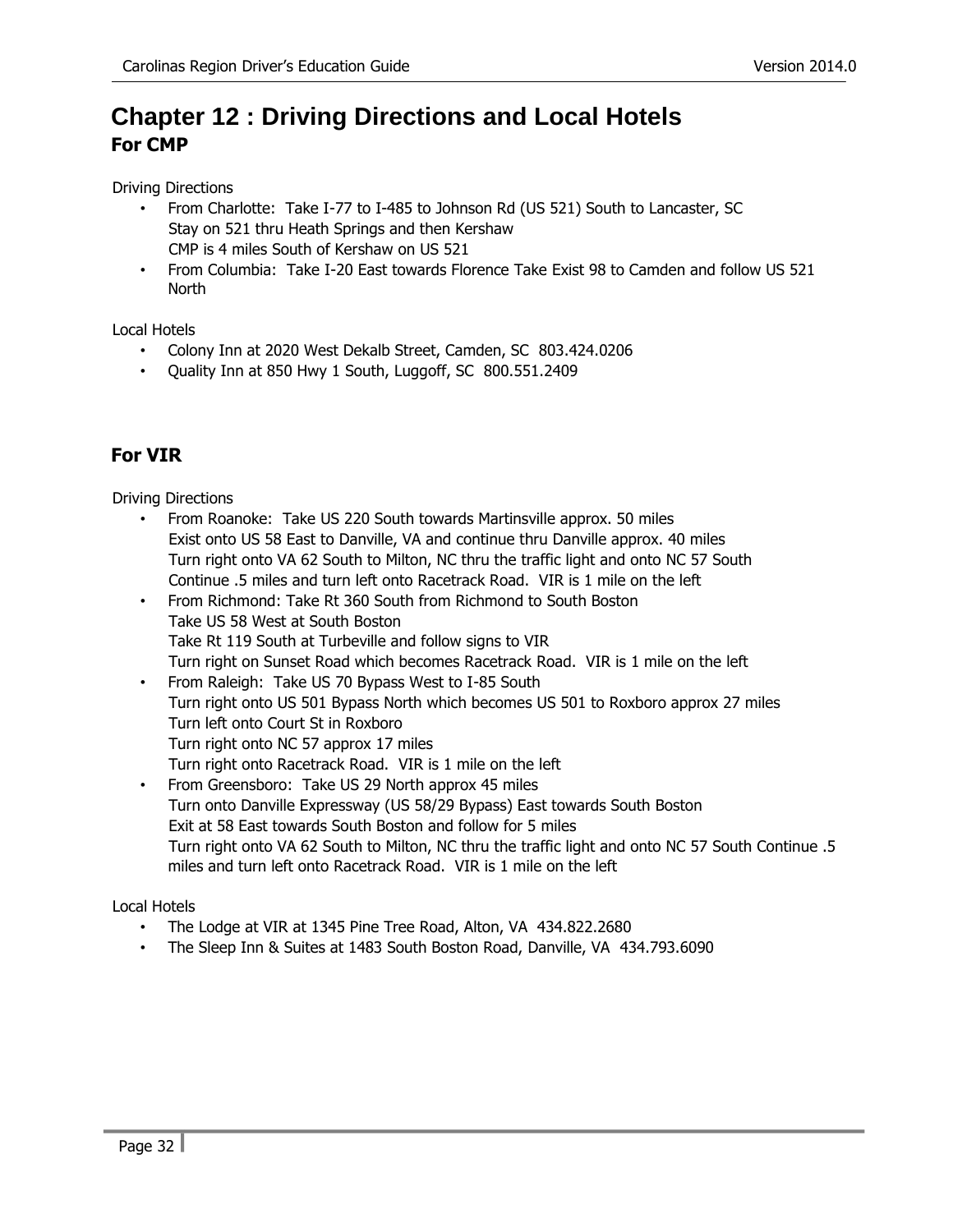# Chapter 12 : Driving Directions and Local Hotels

## For CMP

Driving Directions

- From Charlotte: Take I-77 to I-485 to Johnson Rd (US 521) South to Lancaster, SC
  Stay on 521 thru Heath Springs and then Kershaw
  CMP is 4 miles South of Kershaw on US 521
- From Columbia: Take I-20 East towards Florence Take Exist 98 to Camden and follow US 521 North

Local Hotels

- Colony Inn at 2020 West Dekalb Street, Camden, SC 803.424.0206
- Quality Inn at 850 Hwy 1 South, Luggoff, SC 800.551.2409

## For VIR

Driving Directions

- From Roanoke: Take US 220 South towards Martinsville approx. 50 miles
  Exist onto US 58 East to Danville, VA and continue thru Danville approx. 40 miles
  Turn right onto VA 62 South to Milton, NC thru the traffic light and onto NC 57 South
  Continue .5 miles and turn left onto Racetrack Road. VIR is 1 mile on the left
- From Richmond: Take Rt 360 South from Richmond to South Boston
  Take US 58 West at South Boston
  Take Rt 119 South at Turbeville and follow signs to VIR
  Turn right on Sunset Road which becomes Racetrack Road. VIR is 1 mile on the left
- From Raleigh: Take US 70 Bypass West to I-85 South
  Turn right onto US 501 Bypass North which becomes US 501 to Roxboro approx 27 miles
  Turn left onto Court St in Roxboro
  Turn right onto NC 57 approx 17 miles
  Turn right onto Racetrack Road. VIR is 1 mile on the left
- From Greensboro: Take US 29 North approx 45 miles
  Turn onto Danville Expressway (US 58/29 Bypass) East towards South Boston
  Exit at 58 East towards South Boston and follow for 5 miles
  Turn right onto VA 62 South to Milton, NC thru the traffic light and onto NC 57 South Continue .5 miles and turn left onto Racetrack Road. VIR is 1 mile on the left

Local Hotels

- The Lodge at VIR at 1345 Pine Tree Road, Alton, VA 434.822.2680
- The Sleep Inn & Suites at 1483 South Boston Road, Danville, VA 434.793.6090